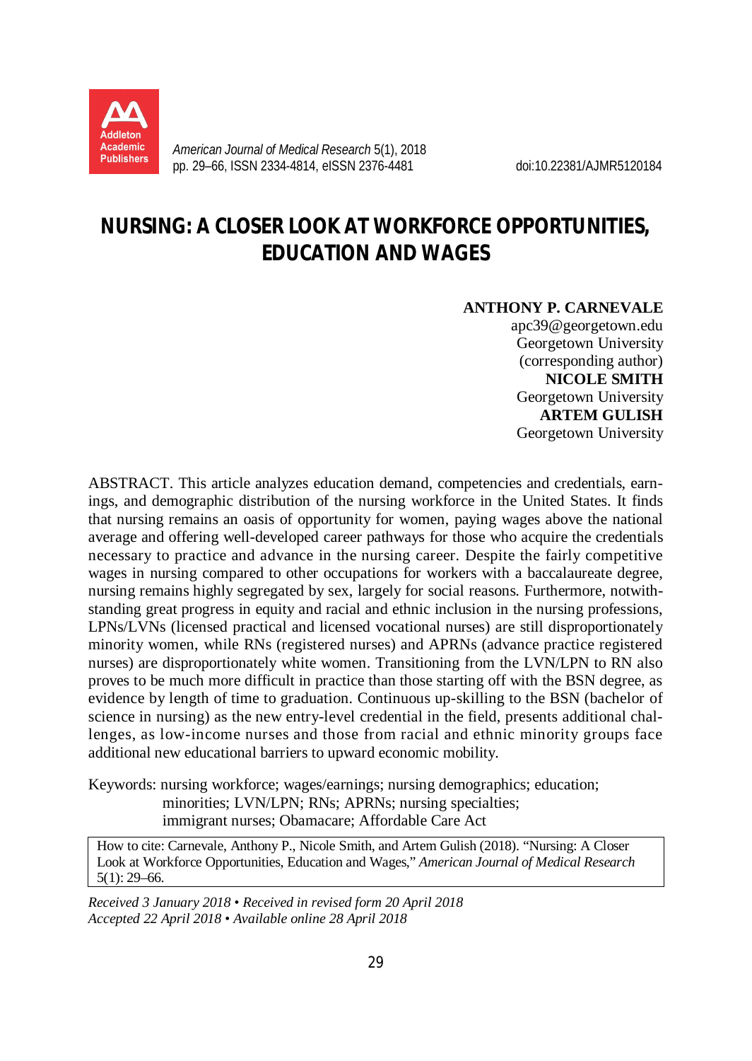# NURSING: A CLOSER LOOK AT WORKFORCE OPPORTUNITIES, EDUCATION AND WAGES

**ANTHONY P. CARNEVALE**
apc39@georgetown.edu
Georgetown University
(corresponding author)
**NICOLE SMITH**
Georgetown University
**ARTEM GULISH**
Georgetown University

ABSTRACT. This article analyzes education demand, competencies and credentials, earnings, and demographic distribution of the nursing workforce in the United States. It finds that nursing remains an oasis of opportunity for women, paying wages above the national average and offering well-developed career pathways for those who acquire the credentials necessary to practice and advance in the nursing career. Despite the fairly competitive wages in nursing compared to other occupations for workers with a baccalaureate degree, nursing remains highly segregated by sex, largely for social reasons. Furthermore, notwithstanding great progress in equity and racial and ethnic inclusion in the nursing professions, LPNs/LVNs (licensed practical and licensed vocational nurses) are still disproportionately minority women, while RNs (registered nurses) and APRNs (advance practice registered nurses) are disproportionately white women. Transitioning from the LVN/LPN to RN also proves to be much more difficult in practice than those starting off with the BSN degree, as evidence by length of time to graduation. Continuous up-skilling to the BSN (bachelor of science in nursing) as the new entry-level credential in the field, presents additional challenges, as low-income nurses and those from racial and ethnic minority groups face additional new educational barriers to upward economic mobility.

Keywords: nursing workforce; wages/earnings; nursing demographics; education; minorities; LVN/LPN; RNs; APRNs; nursing specialties; immigrant nurses; Obamacare; Affordable Care Act

How to cite: Carnevale, Anthony P., Nicole Smith, and Artem Gulish (2018). "Nursing: A Closer Look at Workforce Opportunities, Education and Wages," *American Journal of Medical Research* 5(1): 29–66.

*Received 3 January 2018 • Received in revised form 20 April 2018*
*Accepted 22 April 2018 • Available online 28 April 2018*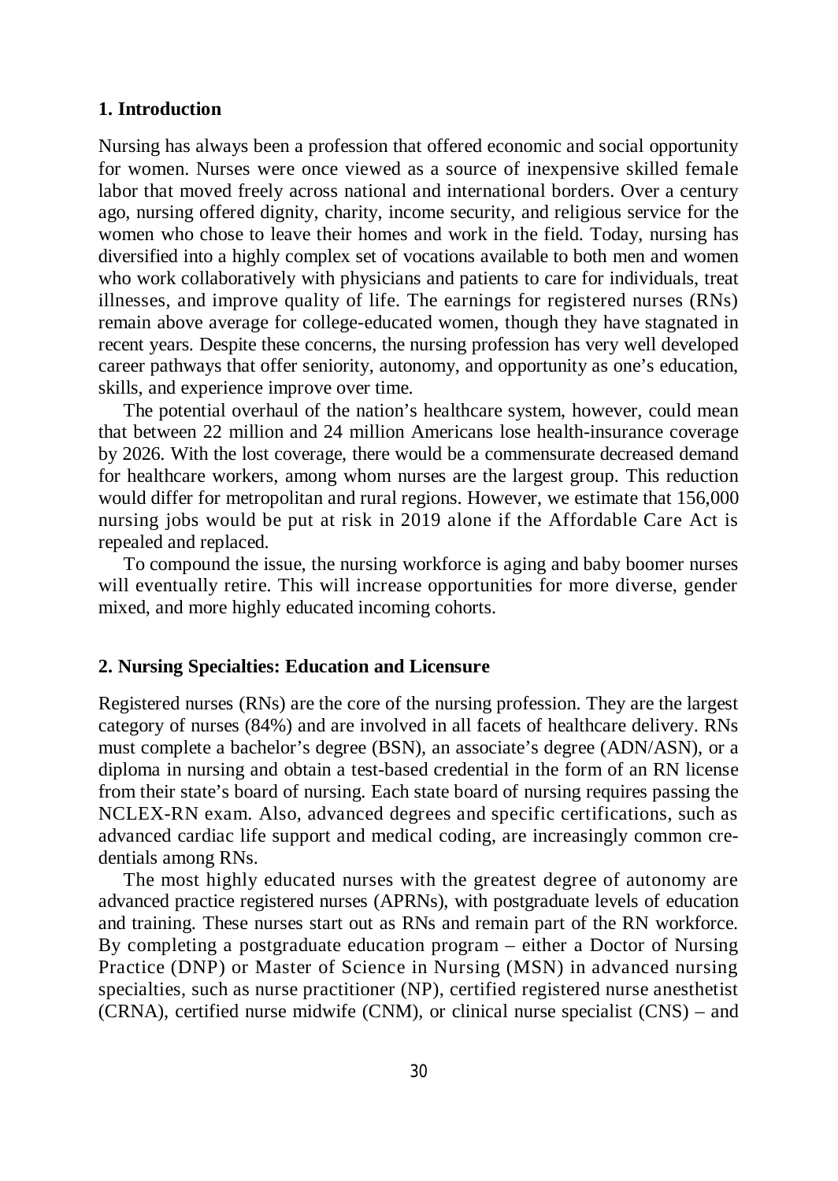## 1. Introduction

Nursing has always been a profession that offered economic and social opportunity for women. Nurses were once viewed as a source of inexpensive skilled female labor that moved freely across national and international borders. Over a century ago, nursing offered dignity, charity, income security, and religious service for the women who chose to leave their homes and work in the field. Today, nursing has diversified into a highly complex set of vocations available to both men and women who work collaboratively with physicians and patients to care for individuals, treat illnesses, and improve quality of life. The earnings for registered nurses (RNs) remain above average for college-educated women, though they have stagnated in recent years. Despite these concerns, the nursing profession has very well developed career pathways that offer seniority, autonomy, and opportunity as one's education, skills, and experience improve over time.

The potential overhaul of the nation's healthcare system, however, could mean that between 22 million and 24 million Americans lose health-insurance coverage by 2026. With the lost coverage, there would be a commensurate decreased demand for healthcare workers, among whom nurses are the largest group. This reduction would differ for metropolitan and rural regions. However, we estimate that 156,000 nursing jobs would be put at risk in 2019 alone if the Affordable Care Act is repealed and replaced.

To compound the issue, the nursing workforce is aging and baby boomer nurses will eventually retire. This will increase opportunities for more diverse, gender mixed, and more highly educated incoming cohorts.

## 2. Nursing Specialties: Education and Licensure

Registered nurses (RNs) are the core of the nursing profession. They are the largest category of nurses (84%) and are involved in all facets of healthcare delivery. RNs must complete a bachelor's degree (BSN), an associate's degree (ADN/ASN), or a diploma in nursing and obtain a test-based credential in the form of an RN license from their state's board of nursing. Each state board of nursing requires passing the NCLEX-RN exam. Also, advanced degrees and specific certifications, such as advanced cardiac life support and medical coding, are increasingly common credentials among RNs.

The most highly educated nurses with the greatest degree of autonomy are advanced practice registered nurses (APRNs), with postgraduate levels of education and training. These nurses start out as RNs and remain part of the RN workforce. By completing a postgraduate education program – either a Doctor of Nursing Practice (DNP) or Master of Science in Nursing (MSN) in advanced nursing specialties, such as nurse practitioner (NP), certified registered nurse anesthetist (CRNA), certified nurse midwife (CNM), or clinical nurse specialist (CNS) – and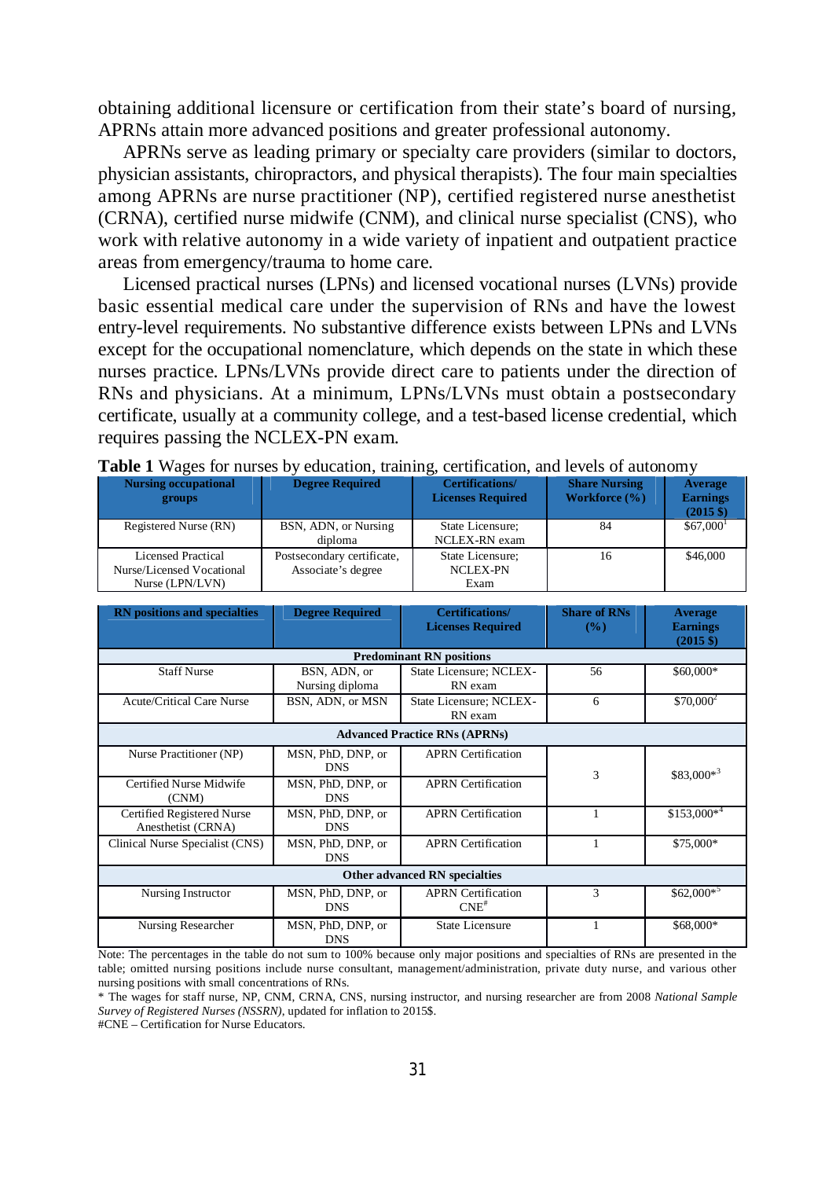obtaining additional licensure or certification from their state's board of nursing, APRNs attain more advanced positions and greater professional autonomy.

APRNs serve as leading primary or specialty care providers (similar to doctors, physician assistants, chiropractors, and physical therapists). The four main specialties among APRNs are nurse practitioner (NP), certified registered nurse anesthetist (CRNA), certified nurse midwife (CNM), and clinical nurse specialist (CNS), who work with relative autonomy in a wide variety of inpatient and outpatient practice areas from emergency/trauma to home care.

Licensed practical nurses (LPNs) and licensed vocational nurses (LVNs) provide basic essential medical care under the supervision of RNs and have the lowest entry-level requirements. No substantive difference exists between LPNs and LVNs except for the occupational nomenclature, which depends on the state in which these nurses practice. LPNs/LVNs provide direct care to patients under the direction of RNs and physicians. At a minimum, LPNs/LVNs must obtain a postsecondary certificate, usually at a community college, and a test-based license credential, which requires passing the NCLEX-PN exam.

**Table 1** Wages for nurses by education, training, certification, and levels of autonomy

| Nursing occupational groups | Degree Required | Certifications/ Licenses Required | Share Nursing Workforce (%) | Average Earnings (2015 $) |
|---|---|---|---|---|
| Registered Nurse (RN) | BSN, ADN, or Nursing diploma | State Licensure; NCLEX-RN exam | 84 | $67,000[1] |
| Licensed Practical Nurse/Licensed Vocational Nurse (LPN/LVN) | Postsecondary certificate, Associate's degree | State Licensure; NCLEX-PN Exam | 16 | $46,000 |

| RN positions and specialties | Degree Required | Certifications/ Licenses Required | Share of RNs (%) | Average Earnings (2015 $) |
|---|---|---|---|---|
| **Predominant RN positions** | | | | |
| Staff Nurse | BSN, ADN, or Nursing diploma | State Licensure; NCLEX-RN exam | 56 | $60,000* |
| Acute/Critical Care Nurse | BSN, ADN, or MSN | State Licensure; NCLEX-RN exam | 6 | $70,000[2] |
| **Advanced Practice RNs (APRNs)** | | | | |
| Nurse Practitioner (NP) | MSN, PhD, DNP, or DNS | APRN Certification | 3 | $83,000*[3] |
| Certified Nurse Midwife (CNM) | MSN, PhD, DNP, or DNS | APRN Certification | | |
| Certified Registered Nurse Anesthetist (CRNA) | MSN, PhD, DNP, or DNS | APRN Certification | 1 | $153,000*[4] |
| Clinical Nurse Specialist (CNS) | MSN, PhD, DNP, or DNS | APRN Certification | 1 | $75,000* |
| **Other advanced RN specialties** | | | | |
| Nursing Instructor | MSN, PhD, DNP, or DNS | APRN Certification CNE# | 3 | $62,000*[5] |
| Nursing Researcher | MSN, PhD, DNP, or DNS | State Licensure | 1 | $68,000* |

Note: The percentages in the table do not sum to 100% because only major positions and specialties of RNs are presented in the table; omitted nursing positions include nurse consultant, management/administration, private duty nurse, and various other nursing positions with small concentrations of RNs.

\* The wages for staff nurse, NP, CNM, CRNA, CNS, nursing instructor, and nursing researcher are from 2008 *National Sample Survey of Registered Nurses (NSSRN)*, updated for inflation to 2015$.

#CNE – Certification for Nurse Educators.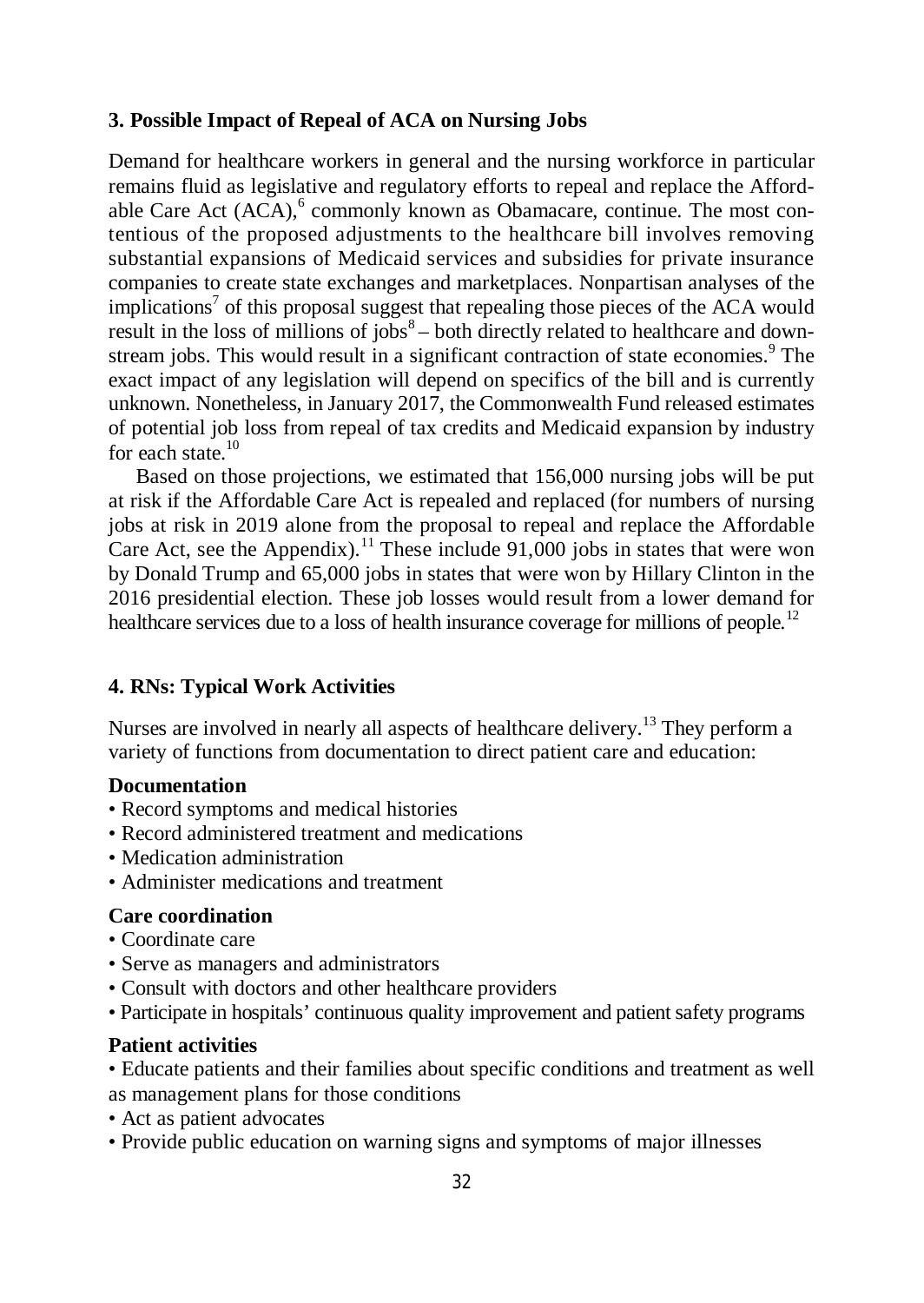## 3. Possible Impact of Repeal of ACA on Nursing Jobs

Demand for healthcare workers in general and the nursing workforce in particular remains fluid as legislative and regulatory efforts to repeal and replace the Affordable Care Act (ACA),[6] commonly known as Obamacare, continue. The most contentious of the proposed adjustments to the healthcare bill involves removing substantial expansions of Medicaid services and subsidies for private insurance companies to create state exchanges and marketplaces. Nonpartisan analyses of the implications[7] of this proposal suggest that repealing those pieces of the ACA would result in the loss of millions of jobs[8] – both directly related to healthcare and downstream jobs. This would result in a significant contraction of state economies.[9] The exact impact of any legislation will depend on specifics of the bill and is currently unknown. Nonetheless, in January 2017, the Commonwealth Fund released estimates of potential job loss from repeal of tax credits and Medicaid expansion by industry for each state.[10]

Based on those projections, we estimated that 156,000 nursing jobs will be put at risk if the Affordable Care Act is repealed and replaced (for numbers of nursing jobs at risk in 2019 alone from the proposal to repeal and replace the Affordable Care Act, see the Appendix).[11] These include 91,000 jobs in states that were won by Donald Trump and 65,000 jobs in states that were won by Hillary Clinton in the 2016 presidential election. These job losses would result from a lower demand for healthcare services due to a loss of health insurance coverage for millions of people.[12]

## 4. RNs: Typical Work Activities

Nurses are involved in nearly all aspects of healthcare delivery.[13] They perform a variety of functions from documentation to direct patient care and education:

**Documentation**

- Record symptoms and medical histories
- Record administered treatment and medications
- Medication administration
- Administer medications and treatment

**Care coordination**

- Coordinate care
- Serve as managers and administrators
- Consult with doctors and other healthcare providers
- Participate in hospitals' continuous quality improvement and patient safety programs

**Patient activities**

- Educate patients and their families about specific conditions and treatment as well as management plans for those conditions
- Act as patient advocates
- Provide public education on warning signs and symptoms of major illnesses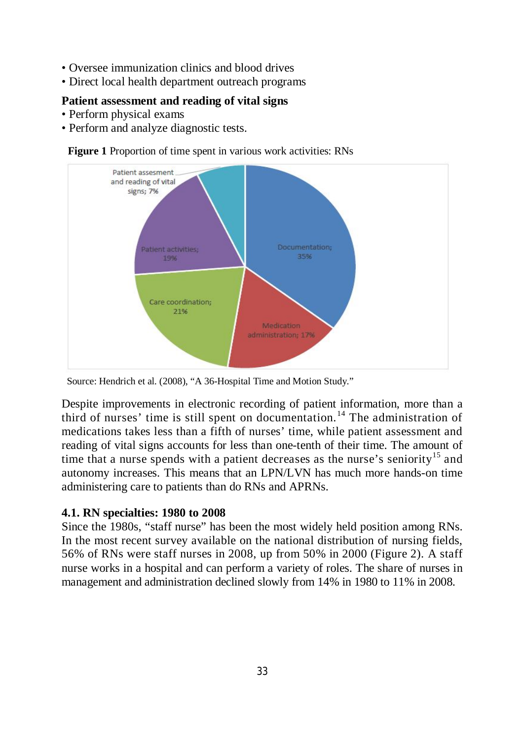- Oversee immunization clinics and blood drives
- Direct local health department outreach programs

**Patient assessment and reading of vital signs**

- Perform physical exams
- Perform and analyze diagnostic tests.

**Figure 1** Proportion of time spent in various work activities: RNs

Source: Hendrich et al. (2008), "A 36-Hospital Time and Motion Study."

Despite improvements in electronic recording of patient information, more than a third of nurses' time is still spent on documentation.[14] The administration of medications takes less than a fifth of nurses' time, while patient assessment and reading of vital signs accounts for less than one-tenth of their time. The amount of time that a nurse spends with a patient decreases as the nurse's seniority[15] and autonomy increases. This means that an LPN/LVN has much more hands-on time administering care to patients than do RNs and APRNs.

### 4.1. RN specialties: 1980 to 2008

Since the 1980s, "staff nurse" has been the most widely held position among RNs. In the most recent survey available on the national distribution of nursing fields, 56% of RNs were staff nurses in 2008, up from 50% in 2000 (Figure 2). A staff nurse works in a hospital and can perform a variety of roles. The share of nurses in management and administration declined slowly from 14% in 1980 to 11% in 2008.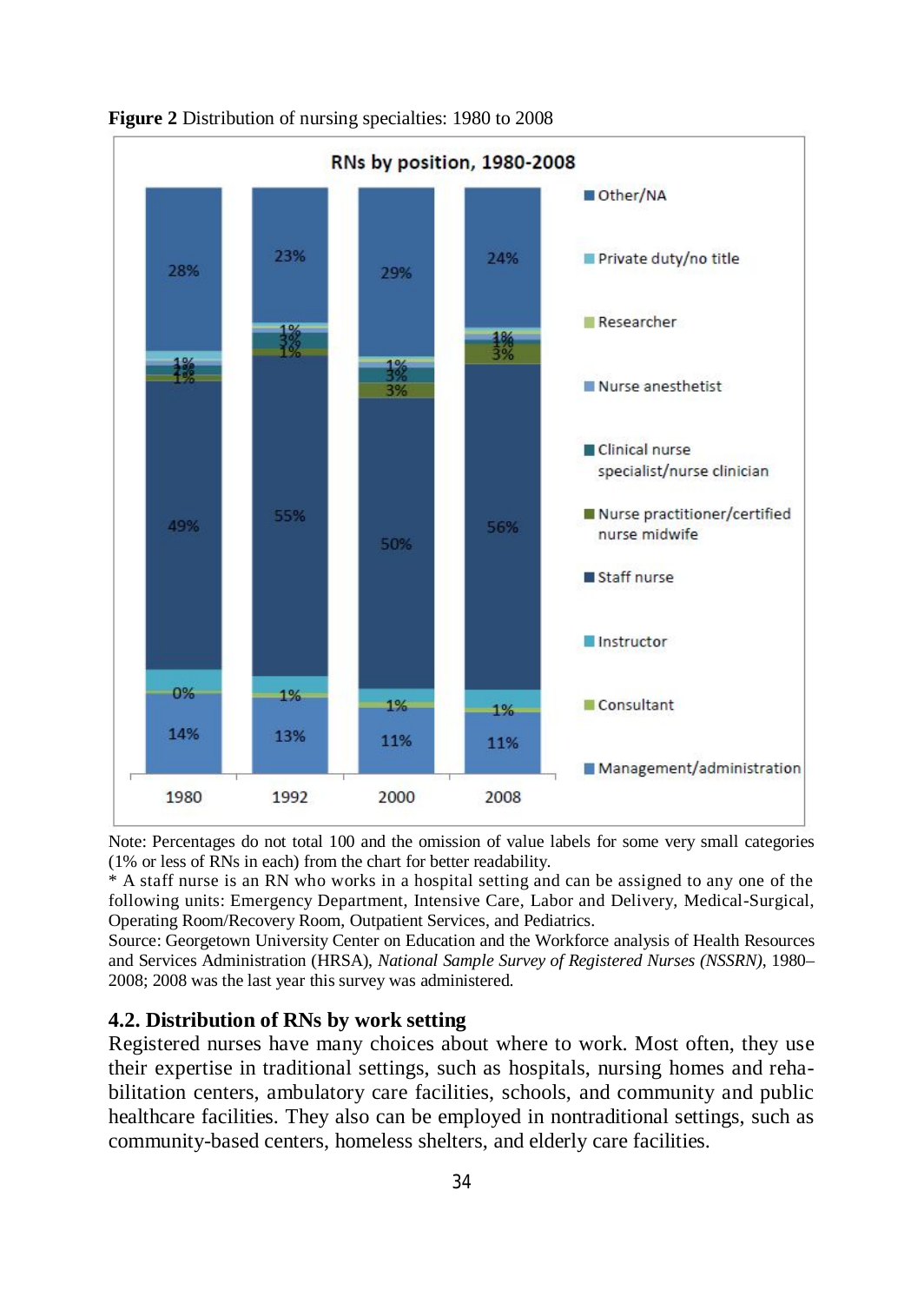**Figure 2** Distribution of nursing specialties: 1980 to 2008

Note: Percentages do not total 100 and the omission of value labels for some very small categories (1% or less of RNs in each) from the chart for better readability.

\* A staff nurse is an RN who works in a hospital setting and can be assigned to any one of the following units: Emergency Department, Intensive Care, Labor and Delivery, Medical-Surgical, Operating Room/Recovery Room, Outpatient Services, and Pediatrics.

Source: Georgetown University Center on Education and the Workforce analysis of Health Resources and Services Administration (HRSA), *National Sample Survey of Registered Nurses (NSSRN)*, 1980–2008; 2008 was the last year this survey was administered.

### 4.2. Distribution of RNs by work setting

Registered nurses have many choices about where to work. Most often, they use their expertise in traditional settings, such as hospitals, nursing homes and rehabilitation centers, ambulatory care facilities, schools, and community and public healthcare facilities. They also can be employed in nontraditional settings, such as community-based centers, homeless shelters, and elderly care facilities.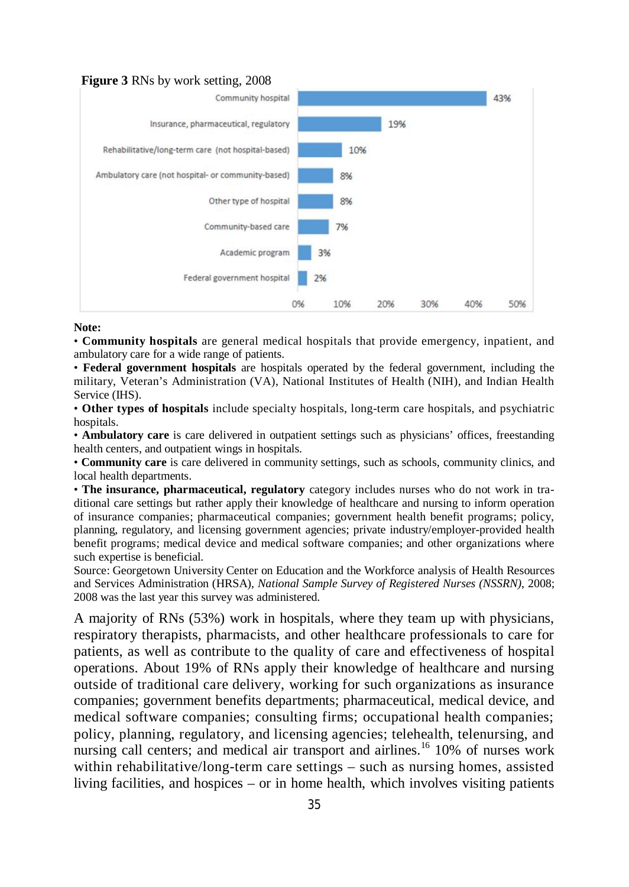**Figure 3** RNs by work setting, 2008

| Work setting | Percent |
|---|---|
| Community hospital | 43% |
| Insurance, pharmaceutical, regulatory | 19% |
| Rehabilitative/long-term care (not hospital-based) | 10% |
| Ambulatory care (not hospital- or community-based) | 8% |
| Other type of hospital | 8% |
| Community-based care | 7% |
| Academic program | 3% |
| Federal government hospital | 2% |

**Note:**

• **Community hospitals** are general medical hospitals that provide emergency, inpatient, and ambulatory care for a wide range of patients.

• **Federal government hospitals** are hospitals operated by the federal government, including the military, Veteran's Administration (VA), National Institutes of Health (NIH), and Indian Health Service (IHS).

• **Other types of hospitals** include specialty hospitals, long-term care hospitals, and psychiatric hospitals.

• **Ambulatory care** is care delivered in outpatient settings such as physicians' offices, freestanding health centers, and outpatient wings in hospitals.

• **Community care** is care delivered in community settings, such as schools, community clinics, and local health departments.

• **The insurance, pharmaceutical, regulatory** category includes nurses who do not work in traditional care settings but rather apply their knowledge of healthcare and nursing to inform operation of insurance companies; pharmaceutical companies; government health benefit programs; policy, planning, regulatory, and licensing government agencies; private industry/employer-provided health benefit programs; medical device and medical software companies; and other organizations where such expertise is beneficial.

Source: Georgetown University Center on Education and the Workforce analysis of Health Resources and Services Administration (HRSA), *National Sample Survey of Registered Nurses (NSSRN)*, 2008; 2008 was the last year this survey was administered.

A majority of RNs (53%) work in hospitals, where they team up with physicians, respiratory therapists, pharmacists, and other healthcare professionals to care for patients, as well as contribute to the quality of care and effectiveness of hospital operations. About 19% of RNs apply their knowledge of healthcare and nursing outside of traditional care delivery, working for such organizations as insurance companies; government benefits departments; pharmaceutical, medical device, and medical software companies; consulting firms; occupational health companies; policy, planning, regulatory, and licensing agencies; telehealth, telenursing, and nursing call centers; and medical air transport and airlines.[16] 10% of nurses work within rehabilitative/long-term care settings – such as nursing homes, assisted living facilities, and hospices – or in home health, which involves visiting patients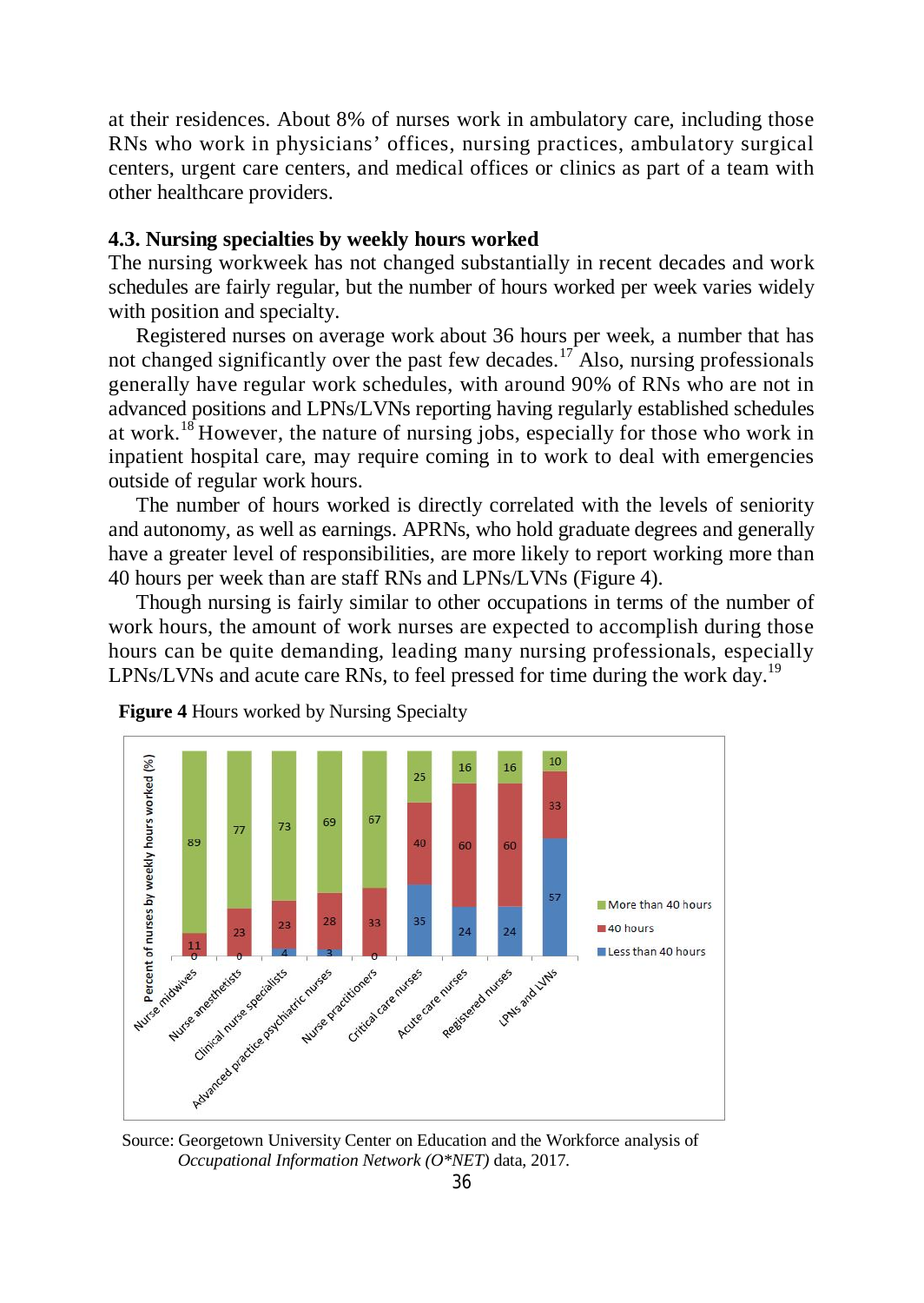at their residences. About 8% of nurses work in ambulatory care, including those RNs who work in physicians' offices, nursing practices, ambulatory surgical centers, urgent care centers, and medical offices or clinics as part of a team with other healthcare providers.

### 4.3. Nursing specialties by weekly hours worked

The nursing workweek has not changed substantially in recent decades and work schedules are fairly regular, but the number of hours worked per week varies widely with position and specialty.

Registered nurses on average work about 36 hours per week, a number that has not changed significantly over the past few decades.[17] Also, nursing professionals generally have regular work schedules, with around 90% of RNs who are not in advanced positions and LPNs/LVNs reporting having regularly established schedules at work.[18] However, the nature of nursing jobs, especially for those who work in inpatient hospital care, may require coming in to work to deal with emergencies outside of regular work hours.

The number of hours worked is directly correlated with the levels of seniority and autonomy, as well as earnings. APRNs, who hold graduate degrees and generally have a greater level of responsibilities, are more likely to report working more than 40 hours per week than are staff RNs and LPNs/LVNs (Figure 4).

Though nursing is fairly similar to other occupations in terms of the number of work hours, the amount of work nurses are expected to accomplish during those hours can be quite demanding, leading many nursing professionals, especially LPNs/LVNs and acute care RNs, to feel pressed for time during the work day.[19]

**Figure 4** Hours worked by Nursing Specialty

| Percent of nurses by weekly hours worked (%) | Less than 40 hours | 40 hours | More than 40 hours |
|---|---|---|---|
| Nurse midwives | 0 | 11 | 89 |
| Nurse anesthetists | 0 | 23 | 77 |
| Clinical nurse specialists | 4 | 23 | 73 |
| Advanced practice psychiatric nurses | 3 | 28 | 69 |
| Nurse practitioners | 0 | 33 | 67 |
| Critical care nurses | 35 | 40 | 25 |
| Acute care nurses | 24 | 60 | 16 |
| Registered nurses | 24 | 60 | 16 |
| LPNs and LVNs | 57 | 33 | 10 |

Source: Georgetown University Center on Education and the Workforce analysis of *Occupational Information Network (O\*NET)* data, 2017.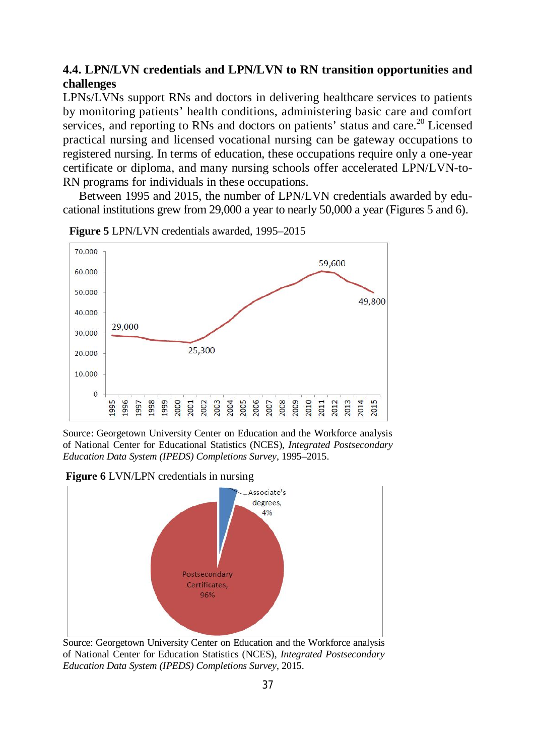### 4.4. LPN/LVN credentials and LPN/LVN to RN transition opportunities and challenges

LPNs/LVNs support RNs and doctors in delivering healthcare services to patients by monitoring patients' health conditions, administering basic care and comfort services, and reporting to RNs and doctors on patients' status and care.[20] Licensed practical nursing and licensed vocational nursing can be gateway occupations to registered nursing. In terms of education, these occupations require only a one-year certificate or diploma, and many nursing schools offer accelerated LPN/LVN-to-RN programs for individuals in these occupations.

Between 1995 and 2015, the number of LPN/LVN credentials awarded by educational institutions grew from 29,000 a year to nearly 50,000 a year (Figures 5 and 6).

**Figure 5** LPN/LVN credentials awarded, 1995–2015

Source: Georgetown University Center on Education and the Workforce analysis of National Center for Educational Statistics (NCES), *Integrated Postsecondary Education Data System (IPEDS) Completions Survey*, 1995–2015.

**Figure 6** LVN/LPN credentials in nursing

Source: Georgetown University Center on Education and the Workforce analysis of National Center for Education Statistics (NCES), *Integrated Postsecondary Education Data System (IPEDS) Completions Survey*, 2015.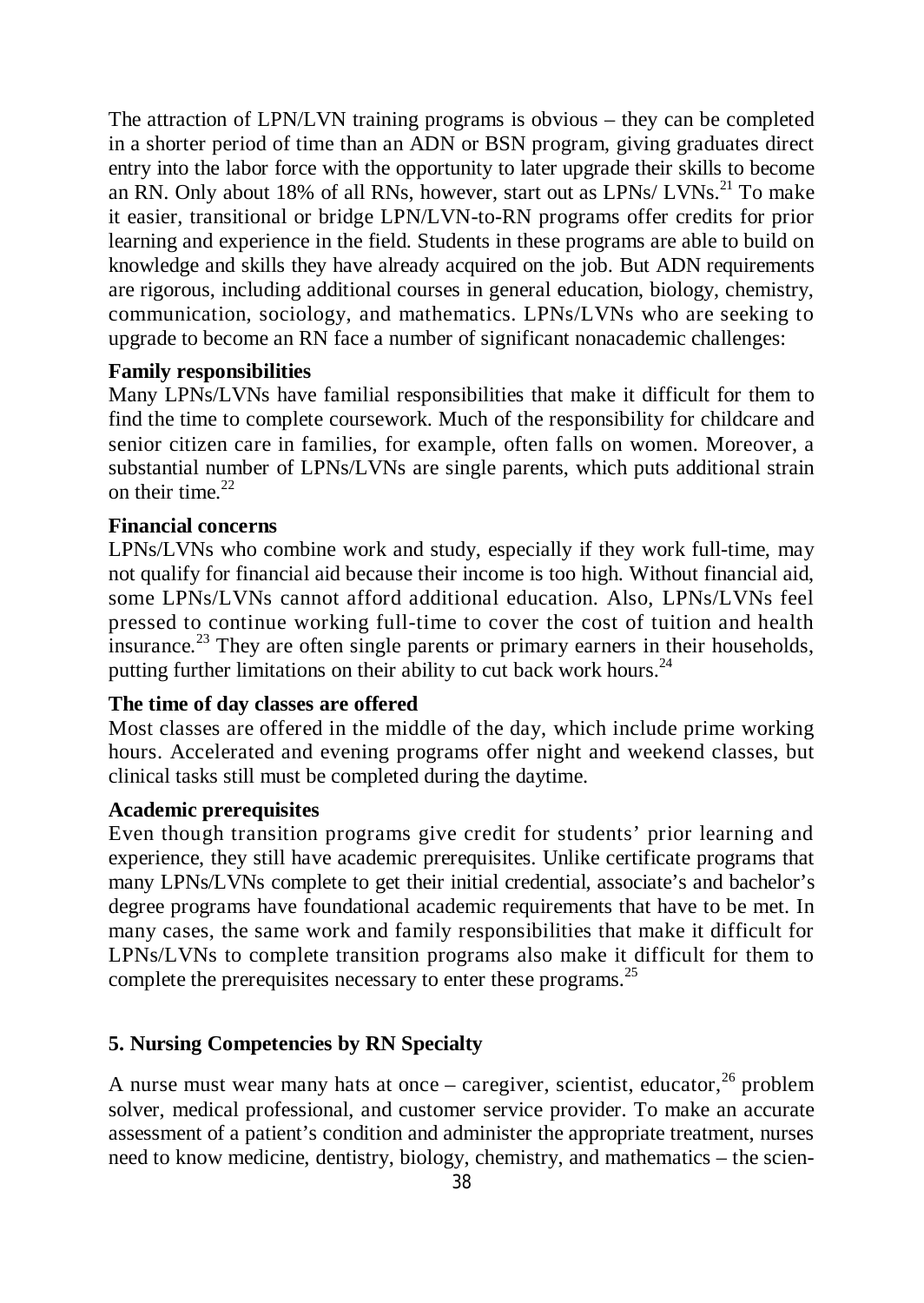The attraction of LPN/LVN training programs is obvious – they can be completed in a shorter period of time than an ADN or BSN program, giving graduates direct entry into the labor force with the opportunity to later upgrade their skills to become an RN. Only about 18% of all RNs, however, start out as LPNs/ LVNs.[21] To make it easier, transitional or bridge LPN/LVN-to-RN programs offer credits for prior learning and experience in the field. Students in these programs are able to build on knowledge and skills they have already acquired on the job. But ADN requirements are rigorous, including additional courses in general education, biology, chemistry, communication, sociology, and mathematics. LPNs/LVNs who are seeking to upgrade to become an RN face a number of significant nonacademic challenges:

**Family responsibilities**

Many LPNs/LVNs have familial responsibilities that make it difficult for them to find the time to complete coursework. Much of the responsibility for childcare and senior citizen care in families, for example, often falls on women. Moreover, a substantial number of LPNs/LVNs are single parents, which puts additional strain on their time.[22]

**Financial concerns**

LPNs/LVNs who combine work and study, especially if they work full-time, may not qualify for financial aid because their income is too high. Without financial aid, some LPNs/LVNs cannot afford additional education. Also, LPNs/LVNs feel pressed to continue working full-time to cover the cost of tuition and health insurance.[23] They are often single parents or primary earners in their households, putting further limitations on their ability to cut back work hours.[24]

**The time of day classes are offered**

Most classes are offered in the middle of the day, which include prime working hours. Accelerated and evening programs offer night and weekend classes, but clinical tasks still must be completed during the daytime.

**Academic prerequisites**

Even though transition programs give credit for students' prior learning and experience, they still have academic prerequisites. Unlike certificate programs that many LPNs/LVNs complete to get their initial credential, associate's and bachelor's degree programs have foundational academic requirements that have to be met. In many cases, the same work and family responsibilities that make it difficult for LPNs/LVNs to complete transition programs also make it difficult for them to complete the prerequisites necessary to enter these programs.[25]

## 5. Nursing Competencies by RN Specialty

A nurse must wear many hats at once – caregiver, scientist, educator,[26] problem solver, medical professional, and customer service provider. To make an accurate assessment of a patient's condition and administer the appropriate treatment, nurses need to know medicine, dentistry, biology, chemistry, and mathematics – the scien-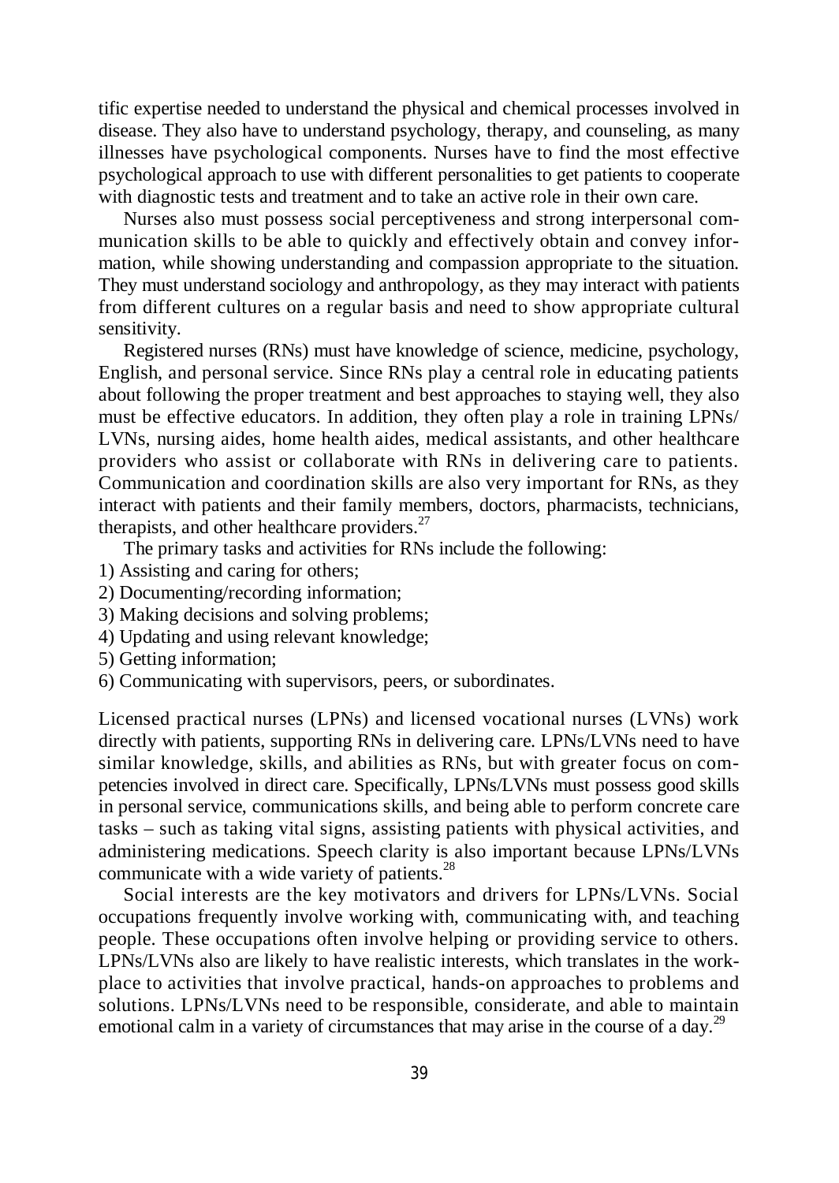tific expertise needed to understand the physical and chemical processes involved in disease. They also have to understand psychology, therapy, and counseling, as many illnesses have psychological components. Nurses have to find the most effective psychological approach to use with different personalities to get patients to cooperate with diagnostic tests and treatment and to take an active role in their own care.

Nurses also must possess social perceptiveness and strong interpersonal communication skills to be able to quickly and effectively obtain and convey information, while showing understanding and compassion appropriate to the situation. They must understand sociology and anthropology, as they may interact with patients from different cultures on a regular basis and need to show appropriate cultural sensitivity.

Registered nurses (RNs) must have knowledge of science, medicine, psychology, English, and personal service. Since RNs play a central role in educating patients about following the proper treatment and best approaches to staying well, they also must be effective educators. In addition, they often play a role in training LPNs/LVNs, nursing aides, home health aides, medical assistants, and other healthcare providers who assist or collaborate with RNs in delivering care to patients. Communication and coordination skills are also very important for RNs, as they interact with patients and their family members, doctors, pharmacists, technicians, therapists, and other healthcare providers.[27]

The primary tasks and activities for RNs include the following:

1) Assisting and caring for others;
2) Documenting/recording information;
3) Making decisions and solving problems;
4) Updating and using relevant knowledge;
5) Getting information;
6) Communicating with supervisors, peers, or subordinates.

Licensed practical nurses (LPNs) and licensed vocational nurses (LVNs) work directly with patients, supporting RNs in delivering care. LPNs/LVNs need to have similar knowledge, skills, and abilities as RNs, but with greater focus on competencies involved in direct care. Specifically, LPNs/LVNs must possess good skills in personal service, communications skills, and being able to perform concrete care tasks – such as taking vital signs, assisting patients with physical activities, and administering medications. Speech clarity is also important because LPNs/LVNs communicate with a wide variety of patients.[28]

Social interests are the key motivators and drivers for LPNs/LVNs. Social occupations frequently involve working with, communicating with, and teaching people. These occupations often involve helping or providing service to others. LPNs/LVNs also are likely to have realistic interests, which translates in the workplace to activities that involve practical, hands-on approaches to problems and solutions. LPNs/LVNs need to be responsible, considerate, and able to maintain emotional calm in a variety of circumstances that may arise in the course of a day.[29]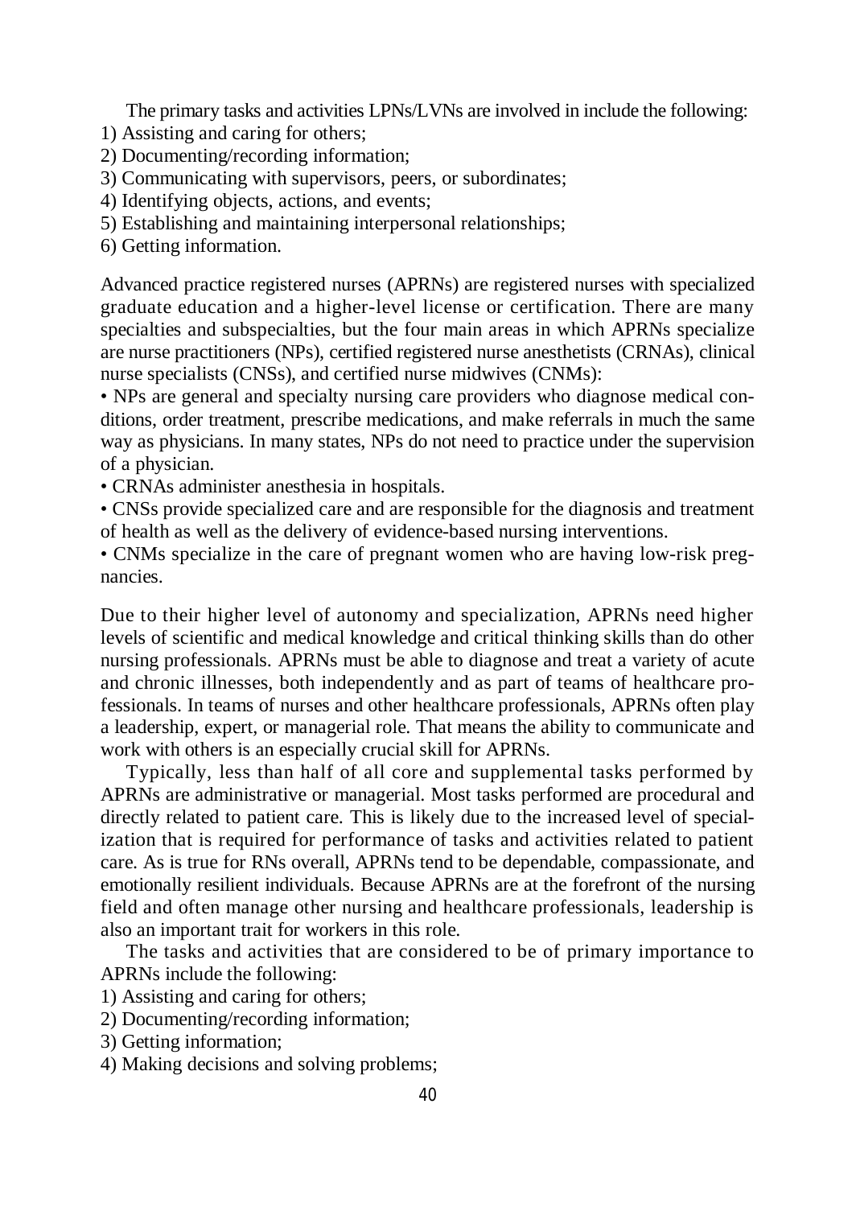The primary tasks and activities LPNs/LVNs are involved in include the following:

1) Assisting and caring for others;
2) Documenting/recording information;
3) Communicating with supervisors, peers, or subordinates;
4) Identifying objects, actions, and events;
5) Establishing and maintaining interpersonal relationships;
6) Getting information.

Advanced practice registered nurses (APRNs) are registered nurses with specialized graduate education and a higher-level license or certification. There are many specialties and subspecialties, but the four main areas in which APRNs specialize are nurse practitioners (NPs), certified registered nurse anesthetists (CRNAs), clinical nurse specialists (CNSs), and certified nurse midwives (CNMs):

• NPs are general and specialty nursing care providers who diagnose medical conditions, order treatment, prescribe medications, and make referrals in much the same way as physicians. In many states, NPs do not need to practice under the supervision of a physician.

• CRNAs administer anesthesia in hospitals.

• CNSs provide specialized care and are responsible for the diagnosis and treatment of health as well as the delivery of evidence-based nursing interventions.

• CNMs specialize in the care of pregnant women who are having low-risk pregnancies.

Due to their higher level of autonomy and specialization, APRNs need higher levels of scientific and medical knowledge and critical thinking skills than do other nursing professionals. APRNs must be able to diagnose and treat a variety of acute and chronic illnesses, both independently and as part of teams of healthcare professionals. In teams of nurses and other healthcare professionals, APRNs often play a leadership, expert, or managerial role. That means the ability to communicate and work with others is an especially crucial skill for APRNs.

Typically, less than half of all core and supplemental tasks performed by APRNs are administrative or managerial. Most tasks performed are procedural and directly related to patient care. This is likely due to the increased level of specialization that is required for performance of tasks and activities related to patient care. As is true for RNs overall, APRNs tend to be dependable, compassionate, and emotionally resilient individuals. Because APRNs are at the forefront of the nursing field and often manage other nursing and healthcare professionals, leadership is also an important trait for workers in this role.

The tasks and activities that are considered to be of primary importance to APRNs include the following:

1) Assisting and caring for others;
2) Documenting/recording information;
3) Getting information;
4) Making decisions and solving problems;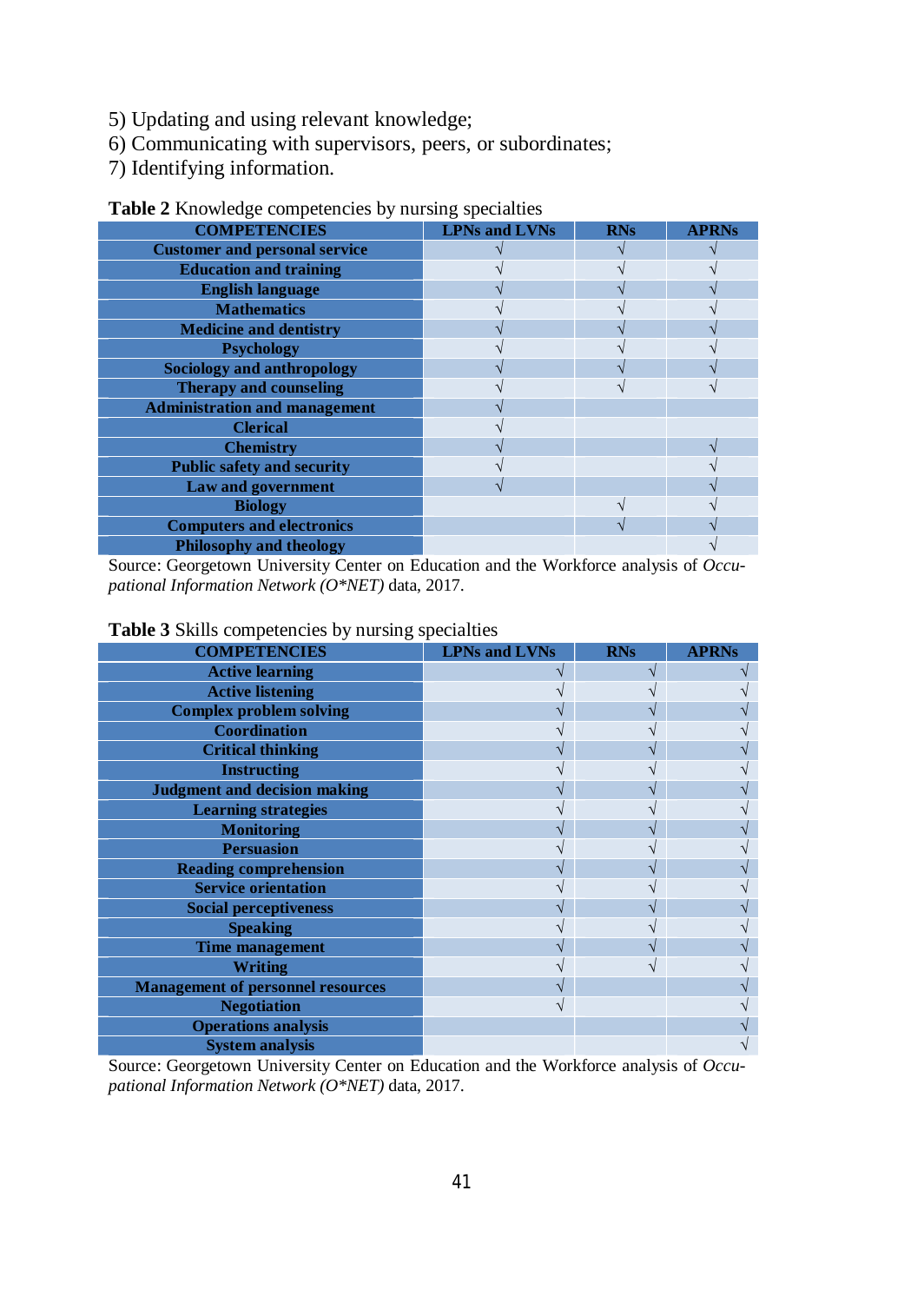5) Updating and using relevant knowledge;
6) Communicating with supervisors, peers, or subordinates;
7) Identifying information.

**Table 2** Knowledge competencies by nursing specialties

| COMPETENCIES | LPNs and LVNs | RNs | APRNs |
|---|---|---|---|
| Customer and personal service | √ | √ | √ |
| Education and training | √ | √ | √ |
| English language | √ | √ | √ |
| Mathematics | √ | √ | √ |
| Medicine and dentistry | √ | √ | √ |
| Psychology | √ | √ | √ |
| Sociology and anthropology | √ | √ | √ |
| Therapy and counseling | √ | √ | √ |
| Administration and management | √ | | |
| Clerical | √ | | |
| Chemistry | √ | | √ |
| Public safety and security | √ | | √ |
| Law and government | √ | | √ |
| Biology | | √ | √ |
| Computers and electronics | | √ | √ |
| Philosophy and theology | | | √ |

Source: Georgetown University Center on Education and the Workforce analysis of *Occupational Information Network (O\*NET)* data, 2017.

**Table 3** Skills competencies by nursing specialties

| COMPETENCIES | LPNs and LVNs | RNs | APRNs |
|---|---|---|---|
| Active learning | √ | √ | √ |
| Active listening | √ | √ | √ |
| Complex problem solving | √ | √ | √ |
| Coordination | √ | √ | √ |
| Critical thinking | √ | √ | √ |
| Instructing | √ | √ | √ |
| Judgment and decision making | √ | √ | √ |
| Learning strategies | √ | √ | √ |
| Monitoring | √ | √ | √ |
| Persuasion | √ | √ | √ |
| Reading comprehension | √ | √ | √ |
| Service orientation | √ | √ | √ |
| Social perceptiveness | √ | √ | √ |
| Speaking | √ | √ | √ |
| Time management | √ | √ | √ |
| Writing | √ | √ | √ |
| Management of personnel resources | √ | | √ |
| Negotiation | √ | | √ |
| Operations analysis | | | √ |
| System analysis | | | √ |

Source: Georgetown University Center on Education and the Workforce analysis of *Occupational Information Network (O\*NET)* data, 2017.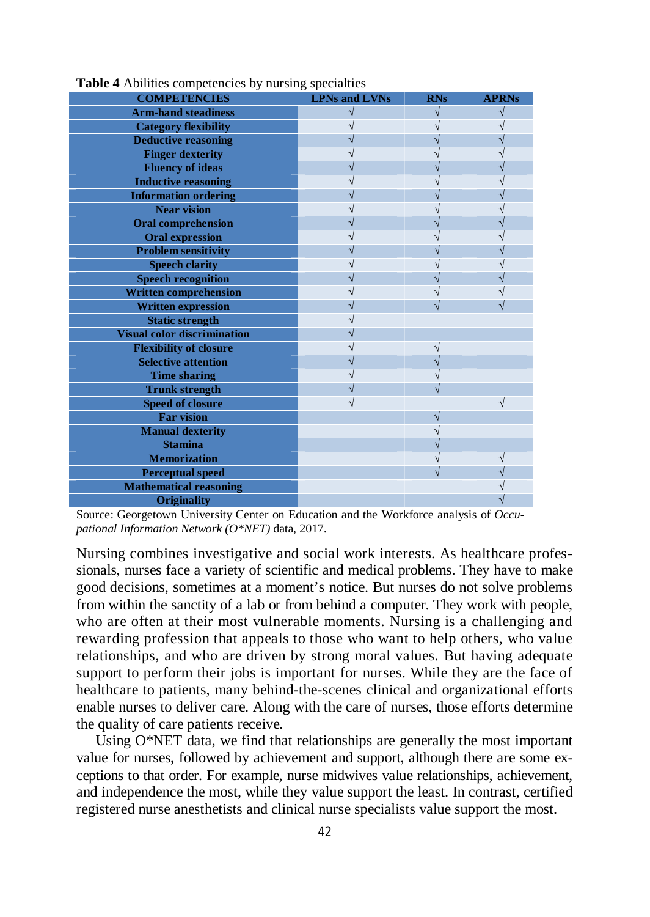**Table 4** Abilities competencies by nursing specialties

| COMPETENCIES | LPNs and LVNs | RNs | APRNs |
|---|---|---|---|
| Arm-hand steadiness | √ | √ | √ |
| Category flexibility | √ | √ | √ |
| Deductive reasoning | √ | √ | √ |
| Finger dexterity | √ | √ | √ |
| Fluency of ideas | √ | √ | √ |
| Inductive reasoning | √ | √ | √ |
| Information ordering | √ | √ | √ |
| Near vision | √ | √ | √ |
| Oral comprehension | √ | √ | √ |
| Oral expression | √ | √ | √ |
| Problem sensitivity | √ | √ | √ |
| Speech clarity | √ | √ | √ |
| Speech recognition | √ | √ | √ |
| Written comprehension | √ | √ | √ |
| Written expression | √ | √ | √ |
| Static strength | √ | | |
| Visual color discrimination | √ | | |
| Flexibility of closure | √ | √ | |
| Selective attention | √ | √ | |
| Time sharing | √ | √ | |
| Trunk strength | √ | √ | |
| Speed of closure | √ | | √ |
| Far vision | | √ | |
| Manual dexterity | | √ | |
| Stamina | | √ | |
| Memorization | | √ | √ |
| Perceptual speed | | √ | √ |
| Mathematical reasoning | | | √ |
| Originality | | | √ |

Source: Georgetown University Center on Education and the Workforce analysis of *Occupational Information Network (O*NET)* data, 2017.

Nursing combines investigative and social work interests. As healthcare professionals, nurses face a variety of scientific and medical problems. They have to make good decisions, sometimes at a moment's notice. But nurses do not solve problems from within the sanctity of a lab or from behind a computer. They work with people, who are often at their most vulnerable moments. Nursing is a challenging and rewarding profession that appeals to those who want to help others, who value relationships, and who are driven by strong moral values. But having adequate support to perform their jobs is important for nurses. While they are the face of healthcare to patients, many behind-the-scenes clinical and organizational efforts enable nurses to deliver care. Along with the care of nurses, those efforts determine the quality of care patients receive.

Using O*NET data, we find that relationships are generally the most important value for nurses, followed by achievement and support, although there are some exceptions to that order. For example, nurse midwives value relationships, achievement, and independence the most, while they value support the least. In contrast, certified registered nurse anesthetists and clinical nurse specialists value support the most.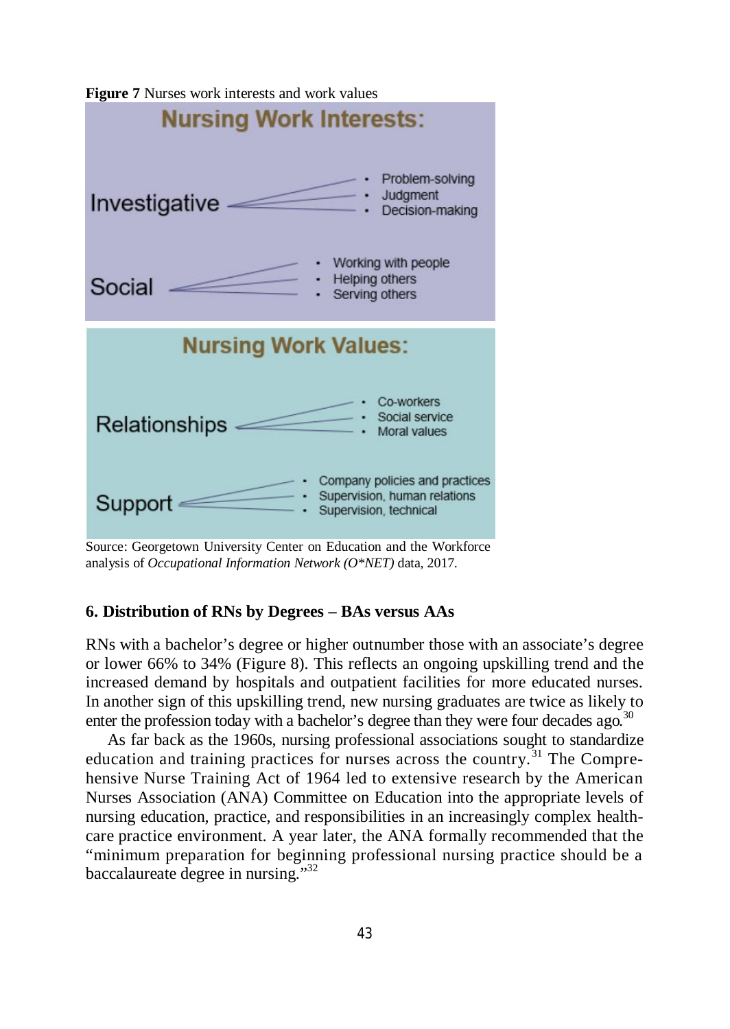**Figure 7** Nurses work interests and work values

**Nursing Work Interests:**

Investigative
- Problem-solving
- Judgment
- Decision-making

Social
- Working with people
- Helping others
- Serving others

**Nursing Work Values:**

Relationships
- Co-workers
- Social service
- Moral values

Support
- Company policies and practices
- Supervision, human relations
- Supervision, technical

Source: Georgetown University Center on Education and the Workforce analysis of *Occupational Information Network (O\*NET)* data, 2017.

### 6. Distribution of RNs by Degrees – BAs versus AAs

RNs with a bachelor's degree or higher outnumber those with an associate's degree or lower 66% to 34% (Figure 8). This reflects an ongoing upskilling trend and the increased demand by hospitals and outpatient facilities for more educated nurses. In another sign of this upskilling trend, new nursing graduates are twice as likely to enter the profession today with a bachelor's degree than they were four decades ago.[30]

As far back as the 1960s, nursing professional associations sought to standardize education and training practices for nurses across the country.[31] The Comprehensive Nurse Training Act of 1964 led to extensive research by the American Nurses Association (ANA) Committee on Education into the appropriate levels of nursing education, practice, and responsibilities in an increasingly complex healthcare practice environment. A year later, the ANA formally recommended that the "minimum preparation for beginning professional nursing practice should be a baccalaureate degree in nursing."[32]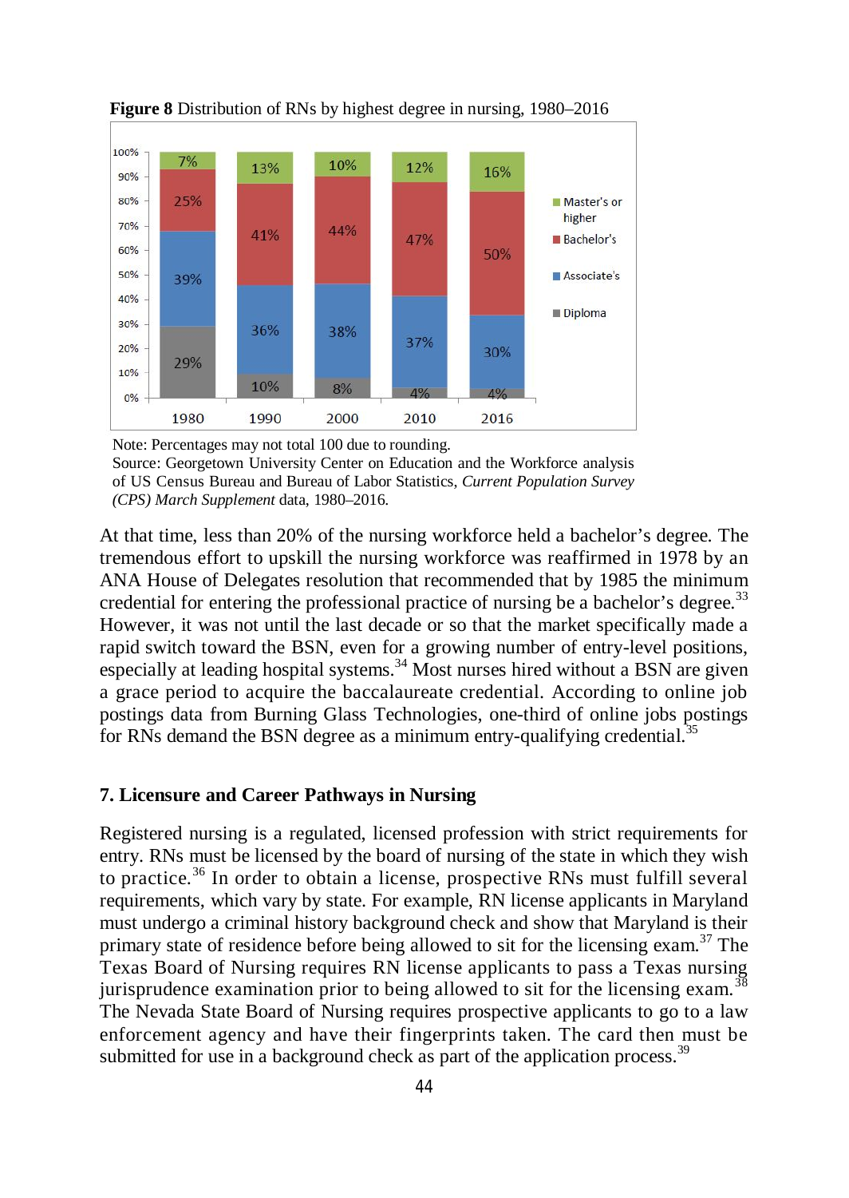**Figure 8** Distribution of RNs by highest degree in nursing, 1980–2016

| | 1980 | 1990 | 2000 | 2010 | 2016 |
|---|---|---|---|---|---|
| Master's or higher | 7% | 13% | 10% | 12% | 16% |
| Bachelor's | 25% | 41% | 44% | 47% | 50% |
| Associate's | 39% | 36% | 38% | 37% | 30% |
| Diploma | 29% | 10% | 8% | 4% | 4% |

Note: Percentages may not total 100 due to rounding.
Source: Georgetown University Center on Education and the Workforce analysis of US Census Bureau and Bureau of Labor Statistics, *Current Population Survey (CPS) March Supplement* data, 1980–2016.

At that time, less than 20% of the nursing workforce held a bachelor's degree. The tremendous effort to upskill the nursing workforce was reaffirmed in 1978 by an ANA House of Delegates resolution that recommended that by 1985 the minimum credential for entering the professional practice of nursing be a bachelor's degree.[33] However, it was not until the last decade or so that the market specifically made a rapid switch toward the BSN, even for a growing number of entry-level positions, especially at leading hospital systems.[34] Most nurses hired without a BSN are given a grace period to acquire the baccalaureate credential. According to online job postings data from Burning Glass Technologies, one-third of online jobs postings for RNs demand the BSN degree as a minimum entry-qualifying credential.[35]

## 7. Licensure and Career Pathways in Nursing

Registered nursing is a regulated, licensed profession with strict requirements for entry. RNs must be licensed by the board of nursing of the state in which they wish to practice.[36] In order to obtain a license, prospective RNs must fulfill several requirements, which vary by state. For example, RN license applicants in Maryland must undergo a criminal history background check and show that Maryland is their primary state of residence before being allowed to sit for the licensing exam.[37] The Texas Board of Nursing requires RN license applicants to pass a Texas nursing jurisprudence examination prior to being allowed to sit for the licensing exam.[38] The Nevada State Board of Nursing requires prospective applicants to go to a law enforcement agency and have their fingerprints taken. The card then must be submitted for use in a background check as part of the application process.[39]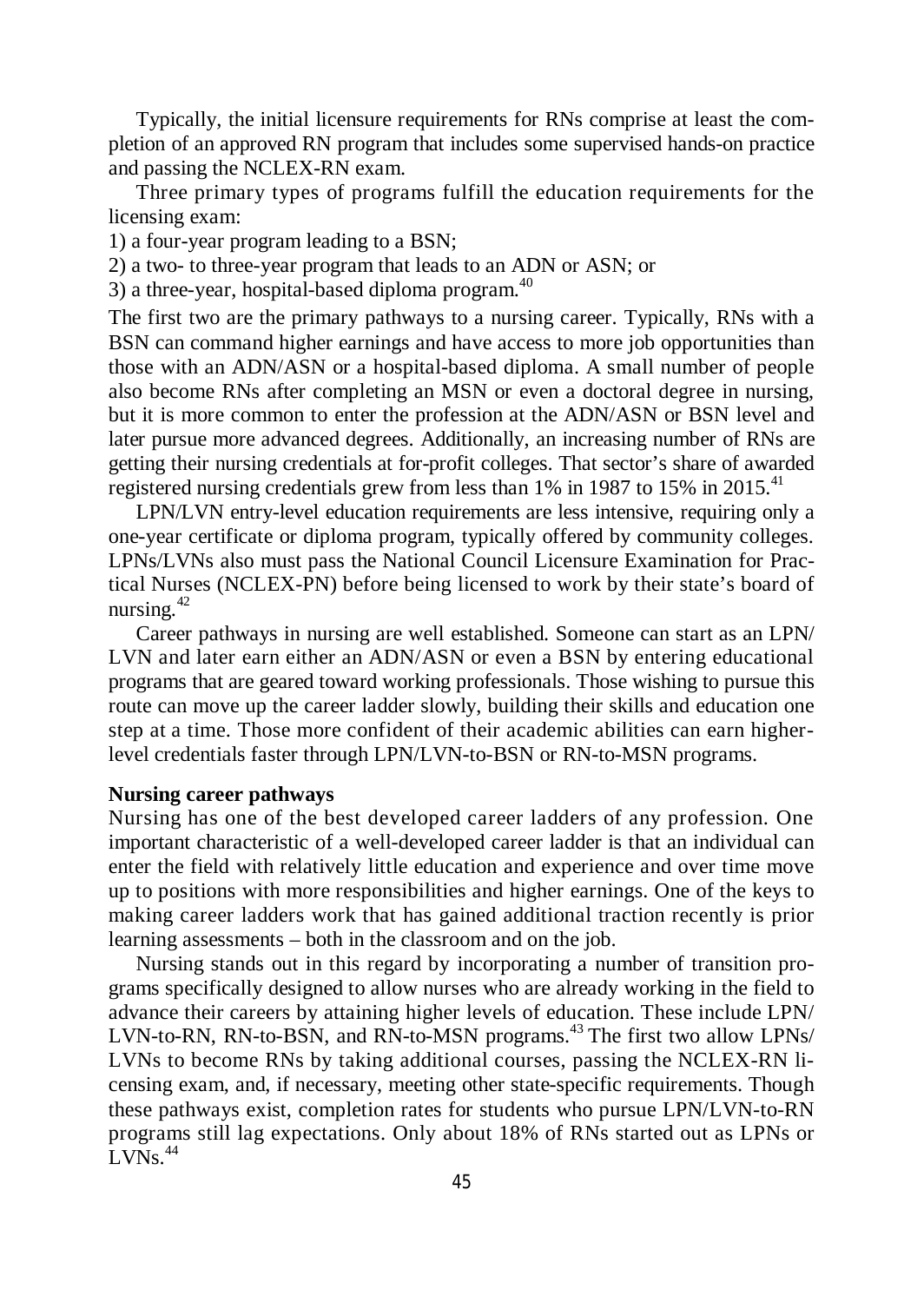Typically, the initial licensure requirements for RNs comprise at least the completion of an approved RN program that includes some supervised hands-on practice and passing the NCLEX-RN exam.

Three primary types of programs fulfill the education requirements for the licensing exam:

1) a four-year program leading to a BSN;

2) a two- to three-year program that leads to an ADN or ASN; or

3) a three-year, hospital-based diploma program.[40]

The first two are the primary pathways to a nursing career. Typically, RNs with a BSN can command higher earnings and have access to more job opportunities than those with an ADN/ASN or a hospital-based diploma. A small number of people also become RNs after completing an MSN or even a doctoral degree in nursing, but it is more common to enter the profession at the ADN/ASN or BSN level and later pursue more advanced degrees. Additionally, an increasing number of RNs are getting their nursing credentials at for-profit colleges. That sector's share of awarded registered nursing credentials grew from less than 1% in 1987 to 15% in 2015.[41]

LPN/LVN entry-level education requirements are less intensive, requiring only a one-year certificate or diploma program, typically offered by community colleges. LPNs/LVNs also must pass the National Council Licensure Examination for Practical Nurses (NCLEX-PN) before being licensed to work by their state's board of nursing.[42]

Career pathways in nursing are well established. Someone can start as an LPN/LVN and later earn either an ADN/ASN or even a BSN by entering educational programs that are geared toward working professionals. Those wishing to pursue this route can move up the career ladder slowly, building their skills and education one step at a time. Those more confident of their academic abilities can earn higher-level credentials faster through LPN/LVN-to-BSN or RN-to-MSN programs.

**Nursing career pathways**

Nursing has one of the best developed career ladders of any profession. One important characteristic of a well-developed career ladder is that an individual can enter the field with relatively little education and experience and over time move up to positions with more responsibilities and higher earnings. One of the keys to making career ladders work that has gained additional traction recently is prior learning assessments – both in the classroom and on the job.

Nursing stands out in this regard by incorporating a number of transition programs specifically designed to allow nurses who are already working in the field to advance their careers by attaining higher levels of education. These include LPN/LVN-to-RN, RN-to-BSN, and RN-to-MSN programs.[43] The first two allow LPNs/LVNs to become RNs by taking additional courses, passing the NCLEX-RN licensing exam, and, if necessary, meeting other state-specific requirements. Though these pathways exist, completion rates for students who pursue LPN/LVN-to-RN programs still lag expectations. Only about 18% of RNs started out as LPNs or LVNs.[44]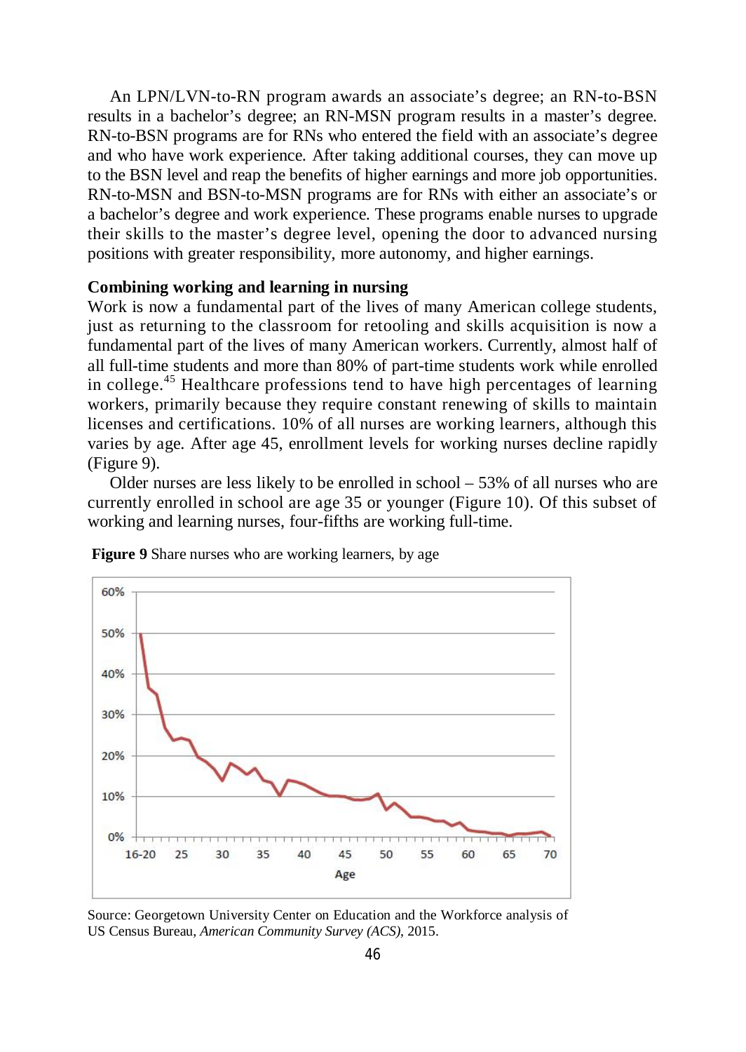An LPN/LVN-to-RN program awards an associate's degree; an RN-to-BSN results in a bachelor's degree; an RN-MSN program results in a master's degree. RN-to-BSN programs are for RNs who entered the field with an associate's degree and who have work experience. After taking additional courses, they can move up to the BSN level and reap the benefits of higher earnings and more job opportunities. RN-to-MSN and BSN-to-MSN programs are for RNs with either an associate's or a bachelor's degree and work experience. These programs enable nurses to upgrade their skills to the master's degree level, opening the door to advanced nursing positions with greater responsibility, more autonomy, and higher earnings.

**Combining working and learning in nursing**

Work is now a fundamental part of the lives of many American college students, just as returning to the classroom for retooling and skills acquisition is now a fundamental part of the lives of many American workers. Currently, almost half of all full-time students and more than 80% of part-time students work while enrolled in college.[45] Healthcare professions tend to have high percentages of learning workers, primarily because they require constant renewing of skills to maintain licenses and certifications. 10% of all nurses are working learners, although this varies by age. After age 45, enrollment levels for working nurses decline rapidly (Figure 9).

Older nurses are less likely to be enrolled in school – 53% of all nurses who are currently enrolled in school are age 35 or younger (Figure 10). Of this subset of working and learning nurses, four-fifths are working full-time.

**Figure 9** Share nurses who are working learners, by age

Source: Georgetown University Center on Education and the Workforce analysis of US Census Bureau, *American Community Survey (ACS)*, 2015.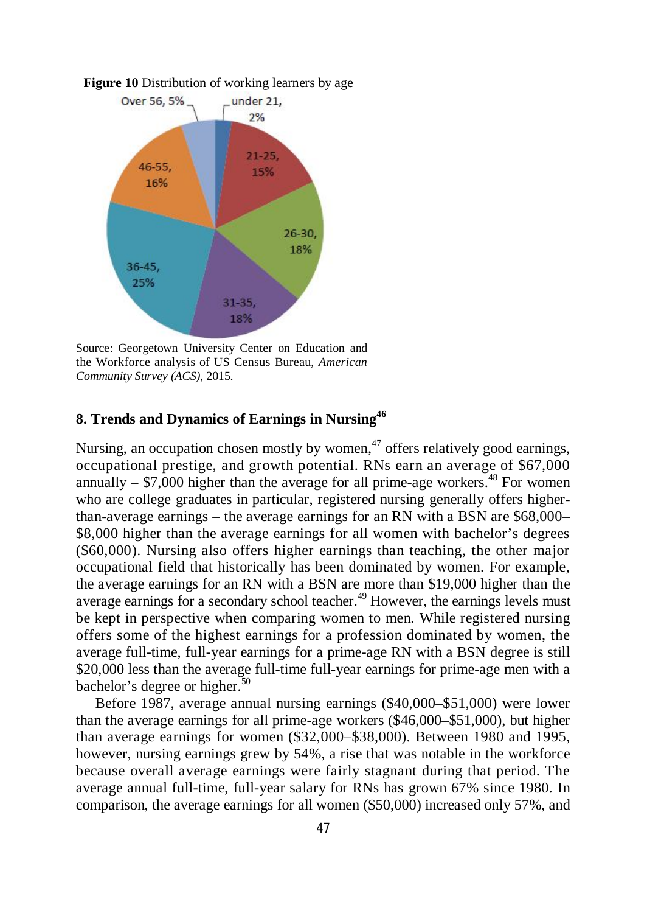**Figure 10** Distribution of working learners by age

Over 56, 5%
under 21, 2%
21-25, 15%
26-30, 18%
31-35, 18%
36-45, 25%
46-55, 16%

Source: Georgetown University Center on Education and the Workforce analysis of US Census Bureau, *American Community Survey (ACS)*, 2015.

## 8. Trends and Dynamics of Earnings in Nursing[46]

Nursing, an occupation chosen mostly by women,[47] offers relatively good earnings, occupational prestige, and growth potential. RNs earn an average of $67,000 annually – $7,000 higher than the average for all prime-age workers.[48] For women who are college graduates in particular, registered nursing generally offers higher-than-average earnings – the average earnings for an RN with a BSN are $68,000– $8,000 higher than the average earnings for all women with bachelor's degrees ($60,000). Nursing also offers higher earnings than teaching, the other major occupational field that historically has been dominated by women. For example, the average earnings for an RN with a BSN are more than $19,000 higher than the average earnings for a secondary school teacher.[49] However, the earnings levels must be kept in perspective when comparing women to men. While registered nursing offers some of the highest earnings for a profession dominated by women, the average full-time, full-year earnings for a prime-age RN with a BSN degree is still $20,000 less than the average full-time full-year earnings for prime-age men with a bachelor's degree or higher.[50]

Before 1987, average annual nursing earnings ($40,000–$51,000) were lower than the average earnings for all prime-age workers ($46,000–$51,000), but higher than average earnings for women ($32,000–$38,000). Between 1980 and 1995, however, nursing earnings grew by 54%, a rise that was notable in the workforce because overall average earnings were fairly stagnant during that period. The average annual full-time, full-year salary for RNs has grown 67% since 1980. In comparison, the average earnings for all women ($50,000) increased only 57%, and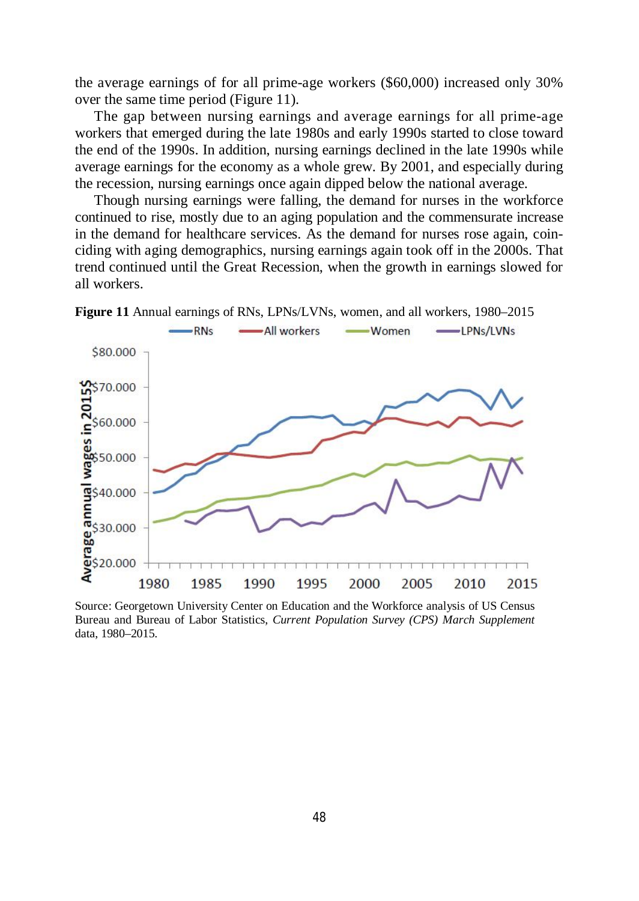the average earnings of for all prime-age workers ($60,000) increased only 30% over the same time period (Figure 11).

The gap between nursing earnings and average earnings for all prime-age workers that emerged during the late 1980s and early 1990s started to close toward the end of the 1990s. In addition, nursing earnings declined in the late 1990s while average earnings for the economy as a whole grew. By 2001, and especially during the recession, nursing earnings once again dipped below the national average.

Though nursing earnings were falling, the demand for nurses in the workforce continued to rise, mostly due to an aging population and the commensurate increase in the demand for healthcare services. As the demand for nurses rose again, coinciding with aging demographics, nursing earnings again took off in the 2000s. That trend continued until the Great Recession, when the growth in earnings slowed for all workers.

**Figure 11** Annual earnings of RNs, LPNs/LVNs, women, and all workers, 1980–2015

Source: Georgetown University Center on Education and the Workforce analysis of US Census Bureau and Bureau of Labor Statistics, *Current Population Survey (CPS) March Supplement* data, 1980–2015.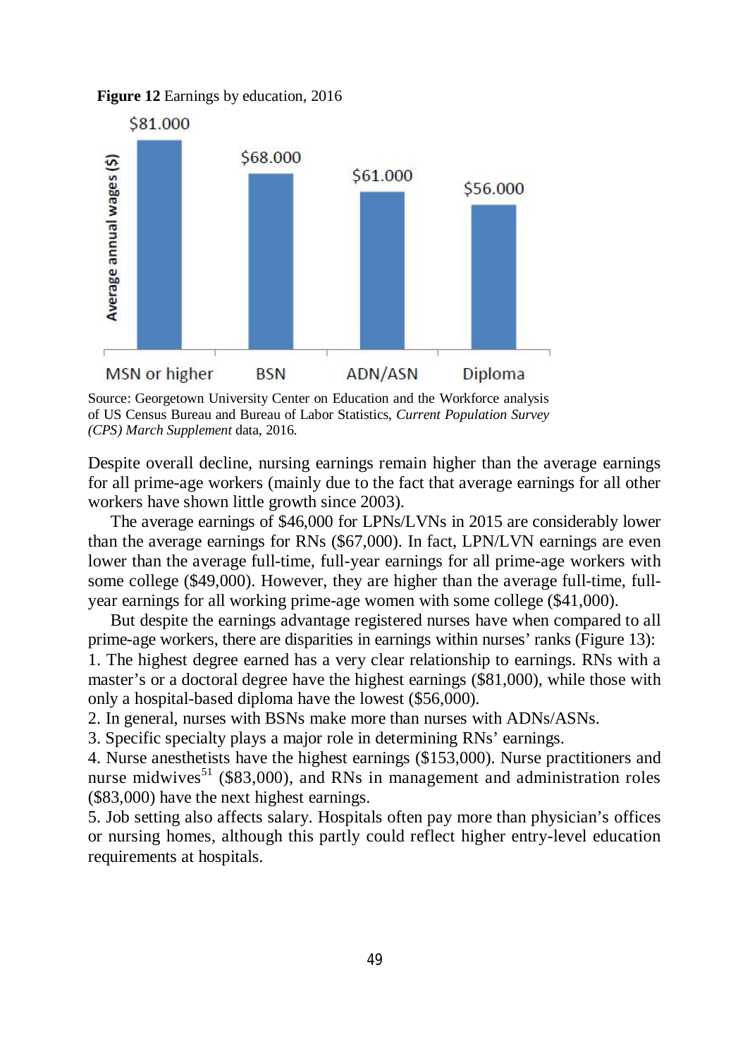**Figure 12** Earnings by education, 2016

| Education | Average annual wages ($) |
|---|---|
| MSN or higher | $81.000 |
| BSN | $68.000 |
| ADN/ASN | $61.000 |
| Diploma | $56.000 |

Source: Georgetown University Center on Education and the Workforce analysis of US Census Bureau and Bureau of Labor Statistics, *Current Population Survey (CPS) March Supplement* data, 2016.

Despite overall decline, nursing earnings remain higher than the average earnings for all prime-age workers (mainly due to the fact that average earnings for all other workers have shown little growth since 2003).

The average earnings of $46,000 for LPNs/LVNs in 2015 are considerably lower than the average earnings for RNs ($67,000). In fact, LPN/LVN earnings are even lower than the average full-time, full-year earnings for all prime-age workers with some college ($49,000). However, they are higher than the average full-time, full-year earnings for all working prime-age women with some college ($41,000).

But despite the earnings advantage registered nurses have when compared to all prime-age workers, there are disparities in earnings within nurses' ranks (Figure 13):

1. The highest degree earned has a very clear relationship to earnings. RNs with a master's or a doctoral degree have the highest earnings ($81,000), while those with only a hospital-based diploma have the lowest ($56,000).
2. In general, nurses with BSNs make more than nurses with ADNs/ASNs.
3. Specific specialty plays a major role in determining RNs' earnings.
4. Nurse anesthetists have the highest earnings ($153,000). Nurse practitioners and nurse midwives[51] ($83,000), and RNs in management and administration roles ($83,000) have the next highest earnings.
5. Job setting also affects salary. Hospitals often pay more than physician's offices or nursing homes, although this partly could reflect higher entry-level education requirements at hospitals.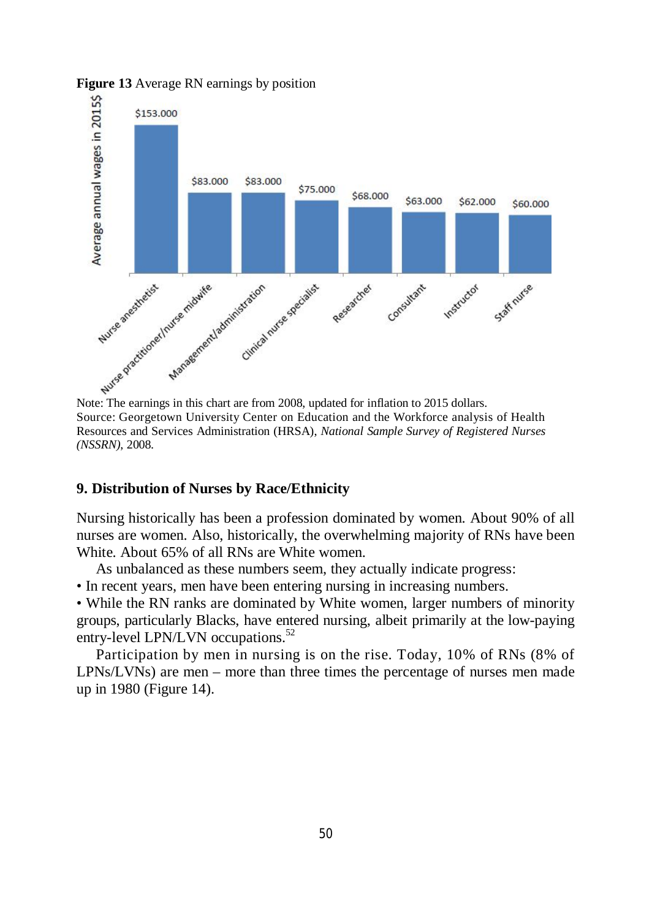**Figure 13** Average RN earnings by position

| Position | Average annual wages in 2015$ |
|---|---|
| Nurse anesthetist | $153.000 |
| Nurse practitioner/nurse midwife | $83.000 |
| Management/administration | $83.000 |
| Clinical nurse specialist | $75.000 |
| Researcher | $68.000 |
| Consultant | $63.000 |
| Instructor | $62.000 |
| Staff nurse | $60.000 |

Note: The earnings in this chart are from 2008, updated for inflation to 2015 dollars.
Source: Georgetown University Center on Education and the Workforce analysis of Health Resources and Services Administration (HRSA), *National Sample Survey of Registered Nurses (NSSRN)*, 2008.

## 9. Distribution of Nurses by Race/Ethnicity

Nursing historically has been a profession dominated by women. About 90% of all nurses are women. Also, historically, the overwhelming majority of RNs have been White. About 65% of all RNs are White women.

As unbalanced as these numbers seem, they actually indicate progress:

- In recent years, men have been entering nursing in increasing numbers.
- While the RN ranks are dominated by White women, larger numbers of minority groups, particularly Blacks, have entered nursing, albeit primarily at the low-paying entry-level LPN/LVN occupations.[52]

Participation by men in nursing is on the rise. Today, 10% of RNs (8% of LPNs/LVNs) are men – more than three times the percentage of nurses men made up in 1980 (Figure 14).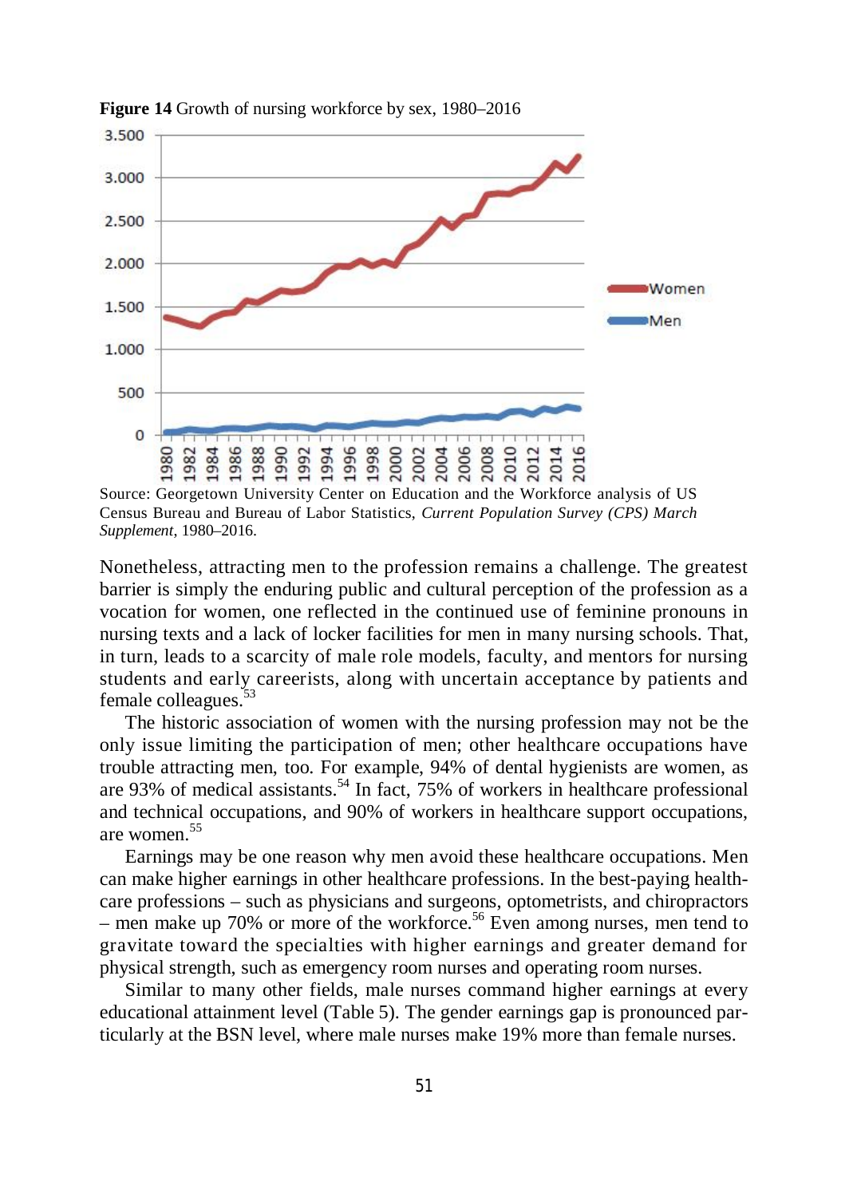**Figure 14** Growth of nursing workforce by sex, 1980–2016

Source: Georgetown University Center on Education and the Workforce analysis of US Census Bureau and Bureau of Labor Statistics, *Current Population Survey (CPS) March Supplement*, 1980–2016.

Nonetheless, attracting men to the profession remains a challenge. The greatest barrier is simply the enduring public and cultural perception of the profession as a vocation for women, one reflected in the continued use of feminine pronouns in nursing texts and a lack of locker facilities for men in many nursing schools. That, in turn, leads to a scarcity of male role models, faculty, and mentors for nursing students and early careerists, along with uncertain acceptance by patients and female colleagues.[53]

The historic association of women with the nursing profession may not be the only issue limiting the participation of men; other healthcare occupations have trouble attracting men, too. For example, 94% of dental hygienists are women, as are 93% of medical assistants.[54] In fact, 75% of workers in healthcare professional and technical occupations, and 90% of workers in healthcare support occupations, are women.[55]

Earnings may be one reason why men avoid these healthcare occupations. Men can make higher earnings in other healthcare professions. In the best-paying healthcare professions – such as physicians and surgeons, optometrists, and chiropractors – men make up 70% or more of the workforce.[56] Even among nurses, men tend to gravitate toward the specialties with higher earnings and greater demand for physical strength, such as emergency room nurses and operating room nurses.

Similar to many other fields, male nurses command higher earnings at every educational attainment level (Table 5). The gender earnings gap is pronounced particularly at the BSN level, where male nurses make 19% more than female nurses.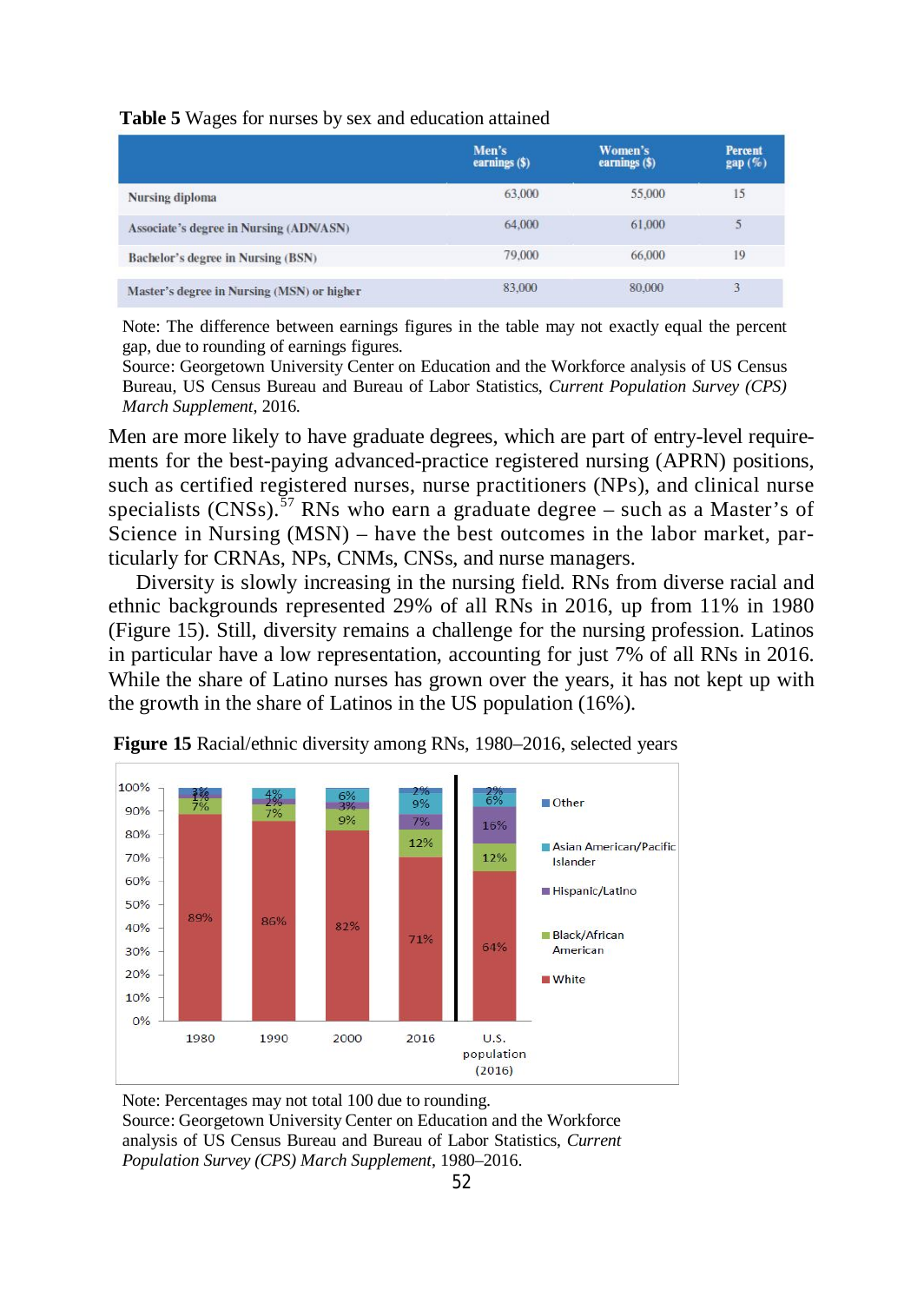**Table 5** Wages for nurses by sex and education attained

| | Men's earnings ($) | Women's earnings ($) | Percent gap (%) |
|---|---|---|---|
| Nursing diploma | 63,000 | 55,000 | 15 |
| Associate's degree in Nursing (ADN/ASN) | 64,000 | 61,000 | 5 |
| Bachelor's degree in Nursing (BSN) | 79,000 | 66,000 | 19 |
| Master's degree in Nursing (MSN) or higher | 83,000 | 80,000 | 3 |

Note: The difference between earnings figures in the table may not exactly equal the percent gap, due to rounding of earnings figures.
Source: Georgetown University Center on Education and the Workforce analysis of US Census Bureau, US Census Bureau and Bureau of Labor Statistics, *Current Population Survey (CPS) March Supplement*, 2016.

Men are more likely to have graduate degrees, which are part of entry-level requirements for the best-paying advanced-practice registered nursing (APRN) positions, such as certified registered nurses, nurse practitioners (NPs), and clinical nurse specialists (CNSs).[57] RNs who earn a graduate degree – such as a Master's of Science in Nursing (MSN) – have the best outcomes in the labor market, particularly for CRNAs, NPs, CNMs, CNSs, and nurse managers.

Diversity is slowly increasing in the nursing field. RNs from diverse racial and ethnic backgrounds represented 29% of all RNs in 2016, up from 11% in 1980 (Figure 15). Still, diversity remains a challenge for the nursing profession. Latinos in particular have a low representation, accounting for just 7% of all RNs in 2016. While the share of Latino nurses has grown over the years, it has not kept up with the growth in the share of Latinos in the US population (16%).

**Figure 15** Racial/ethnic diversity among RNs, 1980–2016, selected years

| | 1980 | 1990 | 2000 | 2016 | U.S. population (2016) |
|---|---|---|---|---|---|
| Other | 1% | 2% | | 2% | 2% |
| Asian American/Pacific Islander | 3% | 4% | 6% | 9% | 6% |
| Hispanic/Latino | 1% | 2% | 3% | 7% | 16% |
| Black/African American | 7% | 7% | 9% | 12% | 12% |
| White | 89% | 86% | 82% | 71% | 64% |

Note: Percentages may not total 100 due to rounding.
Source: Georgetown University Center on Education and the Workforce analysis of US Census Bureau and Bureau of Labor Statistics, *Current Population Survey (CPS) March Supplement*, 1980–2016.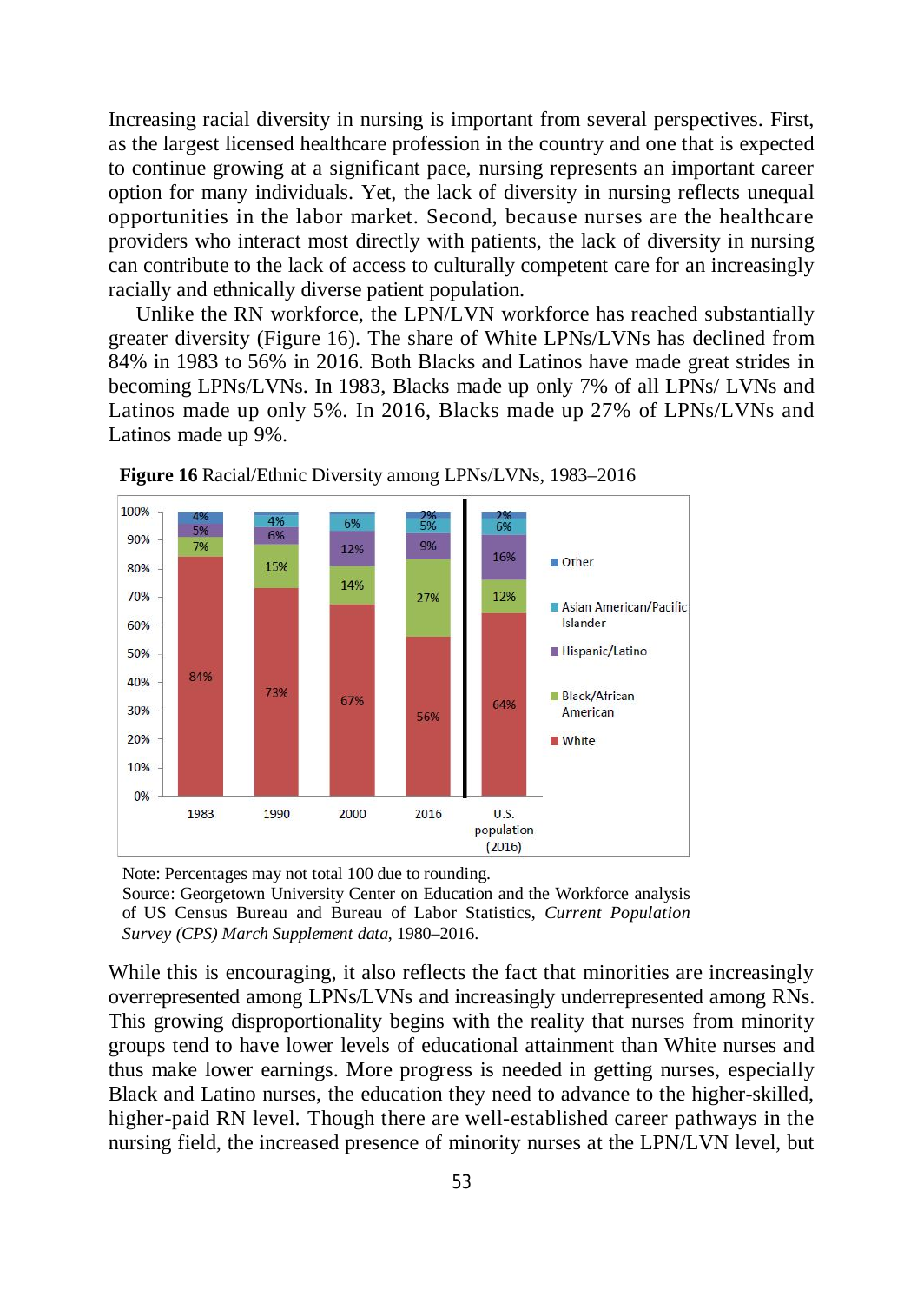Increasing racial diversity in nursing is important from several perspectives. First, as the largest licensed healthcare profession in the country and one that is expected to continue growing at a significant pace, nursing represents an important career option for many individuals. Yet, the lack of diversity in nursing reflects unequal opportunities in the labor market. Second, because nurses are the healthcare providers who interact most directly with patients, the lack of diversity in nursing can contribute to the lack of access to culturally competent care for an increasingly racially and ethnically diverse patient population.

Unlike the RN workforce, the LPN/LVN workforce has reached substantially greater diversity (Figure 16). The share of White LPNs/LVNs has declined from 84% in 1983 to 56% in 2016. Both Blacks and Latinos have made great strides in becoming LPNs/LVNs. In 1983, Blacks made up only 7% of all LPNs/ LVNs and Latinos made up only 5%. In 2016, Blacks made up 27% of LPNs/LVNs and Latinos made up 9%.

**Figure 16** Racial/Ethnic Diversity among LPNs/LVNs, 1983–2016

| | 1983 | 1990 | 2000 | 2016 | U.S. population (2016) |
|---|---|---|---|---|---|
| Other | | | | 2% | 2% |
| Asian American/Pacific Islander | 4% | 4% | 6% | 5% | 6% |
| Hispanic/Latino | 5% | 6% | 12% | 9% | 16% |
| Black/African American | 7% | 15% | 14% | 27% | 12% |
| White | 84% | 73% | 67% | 56% | 64% |

Note: Percentages may not total 100 due to rounding.
Source: Georgetown University Center on Education and the Workforce analysis of US Census Bureau and Bureau of Labor Statistics, *Current Population Survey (CPS) March Supplement data*, 1980–2016.

While this is encouraging, it also reflects the fact that minorities are increasingly overrepresented among LPNs/LVNs and increasingly underrepresented among RNs. This growing disproportionality begins with the reality that nurses from minority groups tend to have lower levels of educational attainment than White nurses and thus make lower earnings. More progress is needed in getting nurses, especially Black and Latino nurses, the education they need to advance to the higher-skilled, higher-paid RN level. Though there are well-established career pathways in the nursing field, the increased presence of minority nurses at the LPN/LVN level, but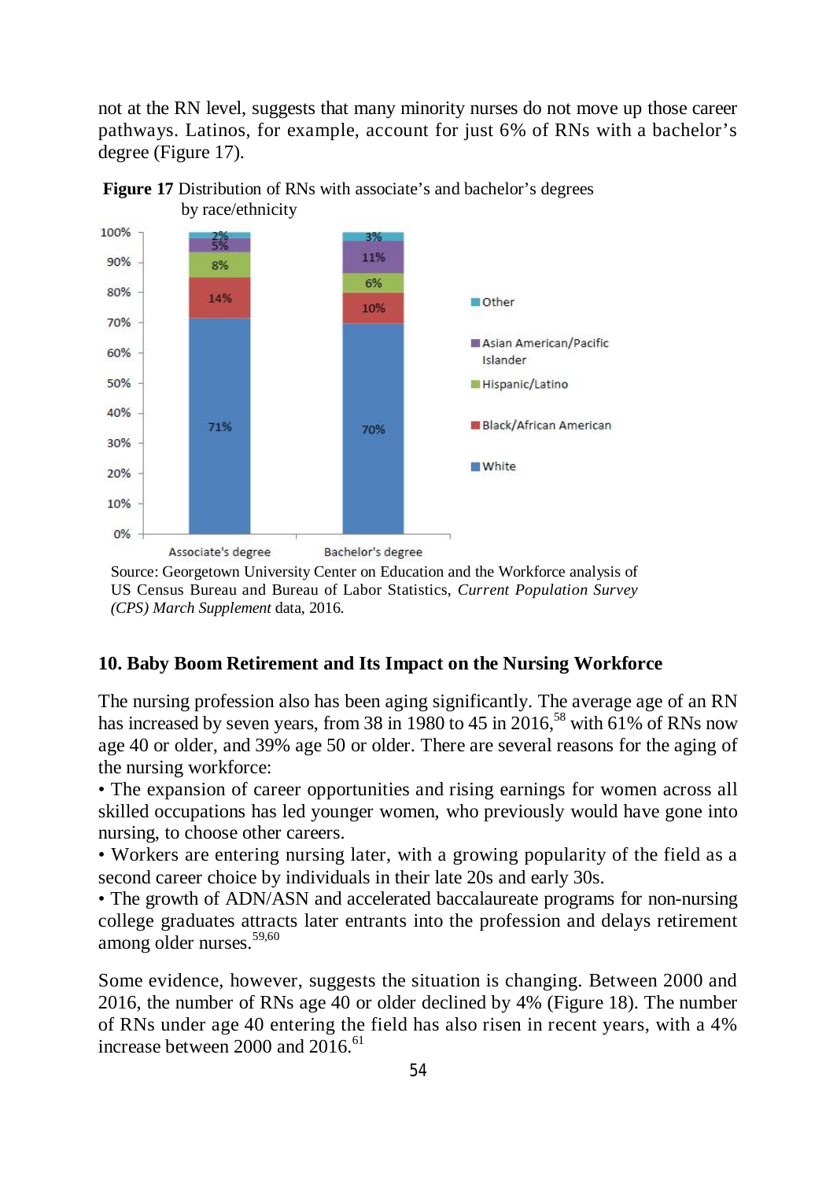not at the RN level, suggests that many minority nurses do not move up those career pathways. Latinos, for example, account for just 6% of RNs with a bachelor's degree (Figure 17).

**Figure 17** Distribution of RNs with associate's and bachelor's degrees by race/ethnicity

| | Associate's degree | Bachelor's degree |
|---|---|---|
| Other | 2% | 3% |
| Asian American/Pacific Islander | 5% | 11% |
| Hispanic/Latino | 8% | 6% |
| Black/African American | 14% | 10% |
| White | 71% | 70% |

Source: Georgetown University Center on Education and the Workforce analysis of US Census Bureau and Bureau of Labor Statistics, *Current Population Survey (CPS) March Supplement* data, 2016.

## 10. Baby Boom Retirement and Its Impact on the Nursing Workforce

The nursing profession also has been aging significantly. The average age of an RN has increased by seven years, from 38 in 1980 to 45 in 2016,[58] with 61% of RNs now age 40 or older, and 39% age 50 or older. There are several reasons for the aging of the nursing workforce:

- The expansion of career opportunities and rising earnings for women across all skilled occupations has led younger women, who previously would have gone into nursing, to choose other careers.
- Workers are entering nursing later, with a growing popularity of the field as a second career choice by individuals in their late 20s and early 30s.
- The growth of ADN/ASN and accelerated baccalaureate programs for non-nursing college graduates attracts later entrants into the profession and delays retirement among older nurses.[59,60]

Some evidence, however, suggests the situation is changing. Between 2000 and 2016, the number of RNs age 40 or older declined by 4% (Figure 18). The number of RNs under age 40 entering the field has also risen in recent years, with a 4% increase between 2000 and 2016.[61]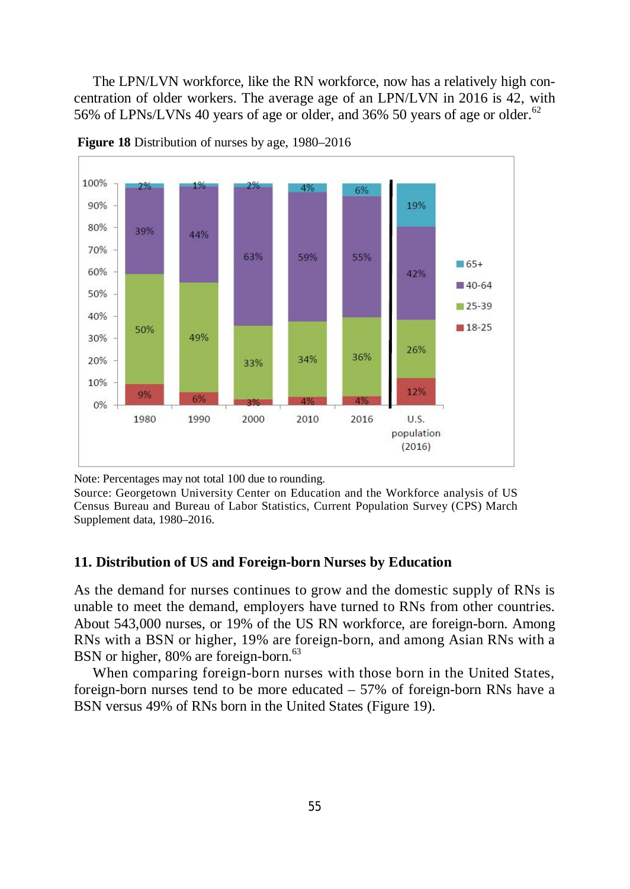The LPN/LVN workforce, like the RN workforce, now has a relatively high concentration of older workers. The average age of an LPN/LVN in 2016 is 42, with 56% of LPNs/LVNs 40 years of age or older, and 36% 50 years of age or older.[62]

**Figure 18** Distribution of nurses by age, 1980–2016

| Age | 1980 | 1990 | 2000 | 2010 | 2016 | U.S. population (2016) |
|---|---|---|---|---|---|---|
| 65+ | 2% | 1% | 2% | 4% | 6% | 19% |
| 40-64 | 39% | 44% | 63% | 59% | 55% | 42% |
| 25-39 | 50% | 49% | 33% | 34% | 36% | 26% |
| 18-25 | 9% | 6% | 3% | 4% | 4% | 12% |

Note: Percentages may not total 100 due to rounding.
Source: Georgetown University Center on Education and the Workforce analysis of US Census Bureau and Bureau of Labor Statistics, Current Population Survey (CPS) March Supplement data, 1980–2016.

## 11. Distribution of US and Foreign-born Nurses by Education

As the demand for nurses continues to grow and the domestic supply of RNs is unable to meet the demand, employers have turned to RNs from other countries. About 543,000 nurses, or 19% of the US RN workforce, are foreign-born. Among RNs with a BSN or higher, 19% are foreign-born, and among Asian RNs with a BSN or higher, 80% are foreign-born.[63]

When comparing foreign-born nurses with those born in the United States, foreign-born nurses tend to be more educated – 57% of foreign-born RNs have a BSN versus 49% of RNs born in the United States (Figure 19).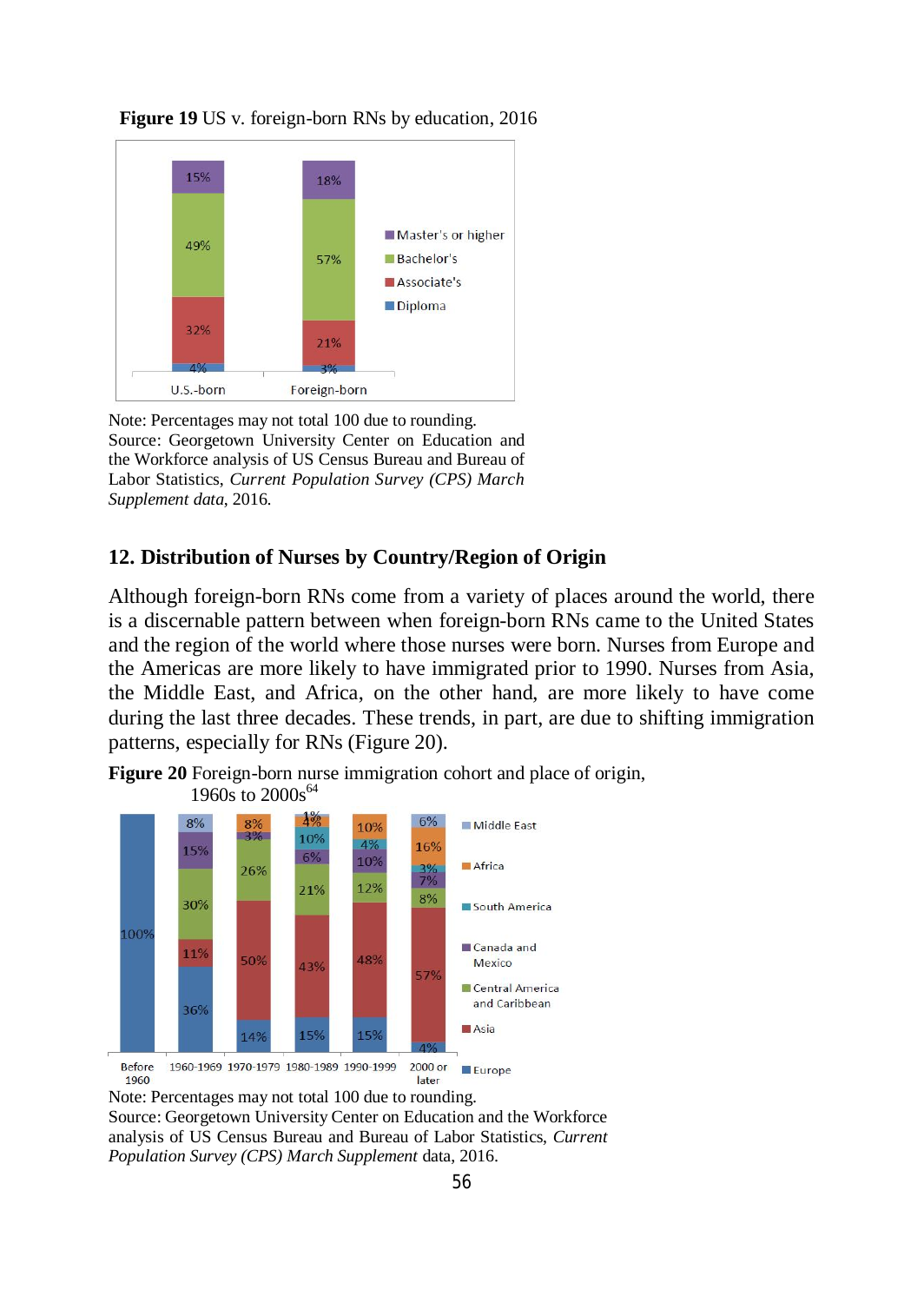**Figure 19** US v. foreign-born RNs by education, 2016

| | U.S.-born | Foreign-born |
|---|---|---|
| Master's or higher | 15% | 18% |
| Bachelor's | 49% | 57% |
| Associate's | 32% | 21% |
| Diploma | 4% | 3% |

Note: Percentages may not total 100 due to rounding.
Source: Georgetown University Center on Education and the Workforce analysis of US Census Bureau and Bureau of Labor Statistics, *Current Population Survey (CPS) March Supplement data*, 2016.

## 12. Distribution of Nurses by Country/Region of Origin

Although foreign-born RNs come from a variety of places around the world, there is a discernable pattern between when foreign-born RNs came to the United States and the region of the world where those nurses were born. Nurses from Europe and the Americas are more likely to have immigrated prior to 1990. Nurses from Asia, the Middle East, and Africa, on the other hand, are more likely to have come during the last three decades. These trends, in part, are due to shifting immigration patterns, especially for RNs (Figure 20).

**Figure 20** Foreign-born nurse immigration cohort and place of origin, 1960s to 2000s[64]

| | Before 1960 | 1960-1969 | 1970-1979 | 1980-1989 | 1990-1999 | 2000 or later |
|---|---|---|---|---|---|---|
| Middle East | | 8% | | 1% | | 6% |
| Africa | | | 8% | 4% | 10% | 16% |
| South America | | | | 10% | 4% | 3% |
| Canada and Mexico | | 15% | 3% | 6% | 10% | 7% |
| Central America and Caribbean | | 30% | 26% | 21% | 12% | 8% |
| Asia | | 11% | 50% | 43% | 48% | 57% |
| Europe | 100% | 36% | 14% | 15% | 15% | 4% |

Note: Percentages may not total 100 due to rounding.
Source: Georgetown University Center on Education and the Workforce analysis of US Census Bureau and Bureau of Labor Statistics, *Current Population Survey (CPS) March Supplement* data, 2016.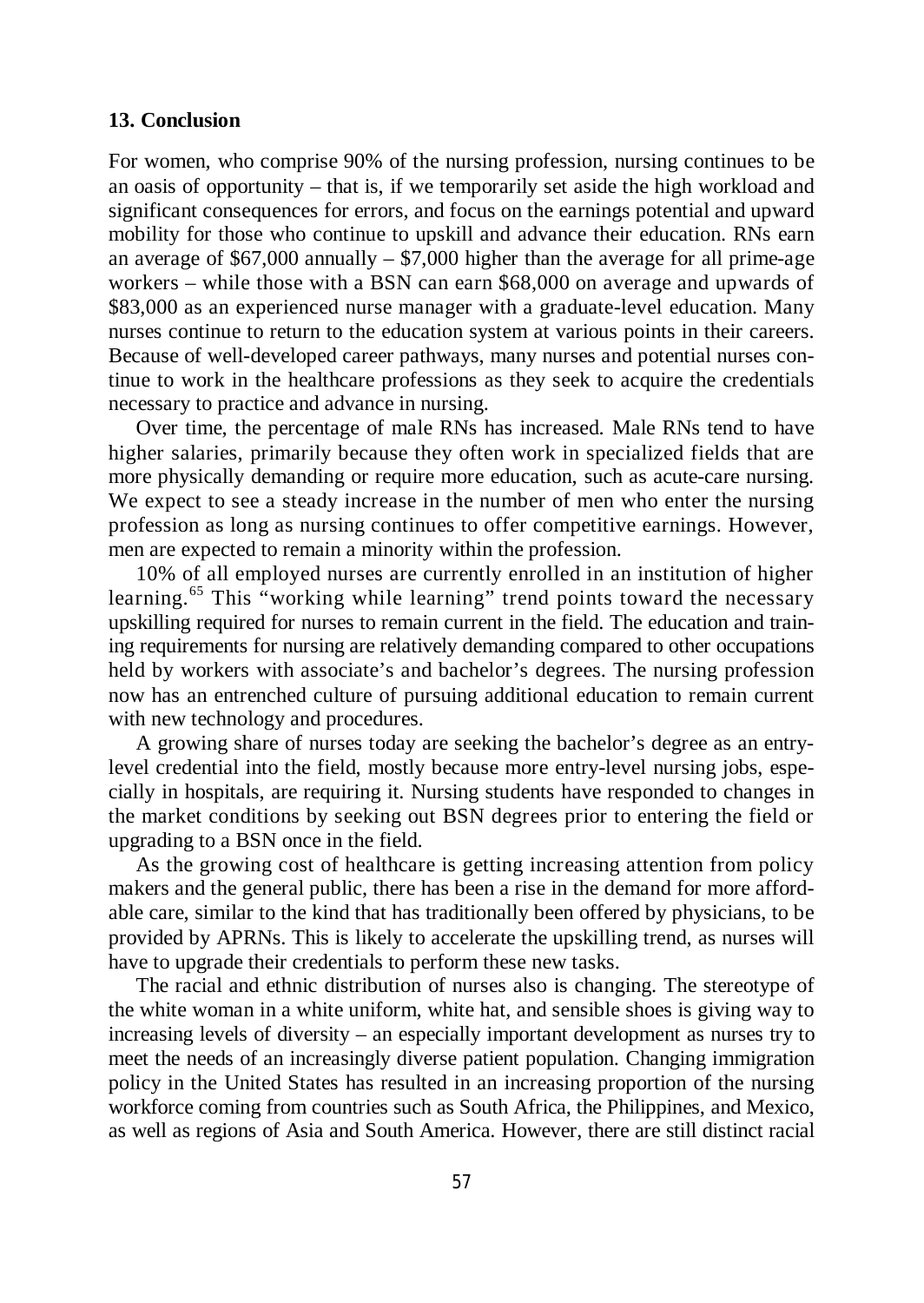## 13. Conclusion

For women, who comprise 90% of the nursing profession, nursing continues to be an oasis of opportunity – that is, if we temporarily set aside the high workload and significant consequences for errors, and focus on the earnings potential and upward mobility for those who continue to upskill and advance their education. RNs earn an average of $67,000 annually – $7,000 higher than the average for all prime-age workers – while those with a BSN can earn $68,000 on average and upwards of $83,000 as an experienced nurse manager with a graduate-level education. Many nurses continue to return to the education system at various points in their careers. Because of well-developed career pathways, many nurses and potential nurses continue to work in the healthcare professions as they seek to acquire the credentials necessary to practice and advance in nursing.

Over time, the percentage of male RNs has increased. Male RNs tend to have higher salaries, primarily because they often work in specialized fields that are more physically demanding or require more education, such as acute-care nursing. We expect to see a steady increase in the number of men who enter the nursing profession as long as nursing continues to offer competitive earnings. However, men are expected to remain a minority within the profession.

10% of all employed nurses are currently enrolled in an institution of higher learning.[65] This "working while learning" trend points toward the necessary upskilling required for nurses to remain current in the field. The education and training requirements for nursing are relatively demanding compared to other occupations held by workers with associate's and bachelor's degrees. The nursing profession now has an entrenched culture of pursuing additional education to remain current with new technology and procedures.

A growing share of nurses today are seeking the bachelor's degree as an entry-level credential into the field, mostly because more entry-level nursing jobs, especially in hospitals, are requiring it. Nursing students have responded to changes in the market conditions by seeking out BSN degrees prior to entering the field or upgrading to a BSN once in the field.

As the growing cost of healthcare is getting increasing attention from policy makers and the general public, there has been a rise in the demand for more affordable care, similar to the kind that has traditionally been offered by physicians, to be provided by APRNs. This is likely to accelerate the upskilling trend, as nurses will have to upgrade their credentials to perform these new tasks.

The racial and ethnic distribution of nurses also is changing. The stereotype of the white woman in a white uniform, white hat, and sensible shoes is giving way to increasing levels of diversity – an especially important development as nurses try to meet the needs of an increasingly diverse patient population. Changing immigration policy in the United States has resulted in an increasing proportion of the nursing workforce coming from countries such as South Africa, the Philippines, and Mexico, as well as regions of Asia and South America. However, there are still distinct racial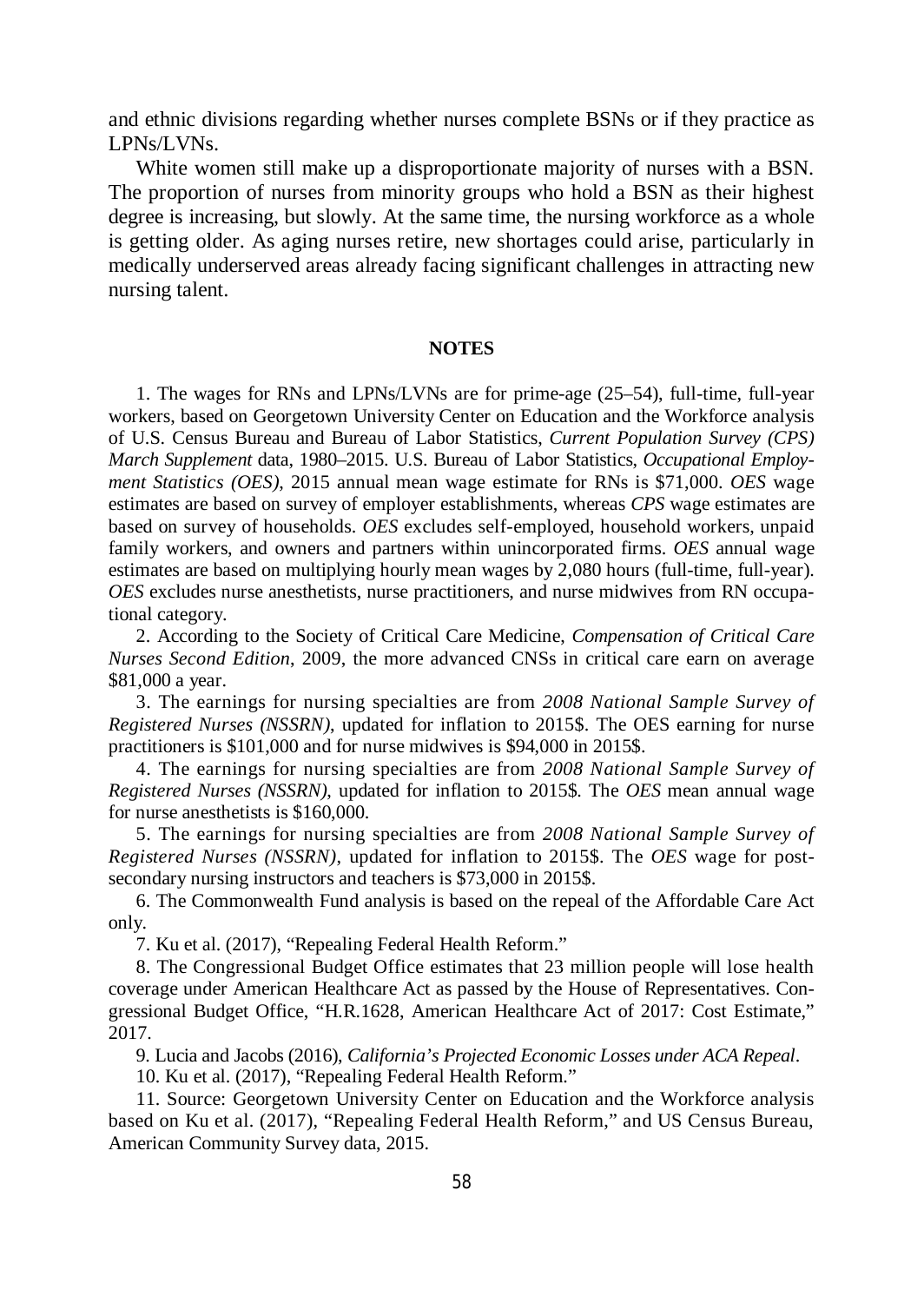and ethnic divisions regarding whether nurses complete BSNs or if they practice as LPNs/LVNs.

White women still make up a disproportionate majority of nurses with a BSN. The proportion of nurses from minority groups who hold a BSN as their highest degree is increasing, but slowly. At the same time, the nursing workforce as a whole is getting older. As aging nurses retire, new shortages could arise, particularly in medically underserved areas already facing significant challenges in attracting new nursing talent.

## NOTES

1. The wages for RNs and LPNs/LVNs are for prime-age (25–54), full-time, full-year workers, based on Georgetown University Center on Education and the Workforce analysis of U.S. Census Bureau and Bureau of Labor Statistics, *Current Population Survey (CPS) March Supplement* data, 1980–2015. U.S. Bureau of Labor Statistics, *Occupational Employment Statistics (OES)*, 2015 annual mean wage estimate for RNs is $71,000. *OES* wage estimates are based on survey of employer establishments, whereas *CPS* wage estimates are based on survey of households. *OES* excludes self-employed, household workers, unpaid family workers, and owners and partners within unincorporated firms. *OES* annual wage estimates are based on multiplying hourly mean wages by 2,080 hours (full-time, full-year). *OES* excludes nurse anesthetists, nurse practitioners, and nurse midwives from RN occupational category.

2. According to the Society of Critical Care Medicine, *Compensation of Critical Care Nurses Second Edition*, 2009, the more advanced CNSs in critical care earn on average $81,000 a year.

3. The earnings for nursing specialties are from *2008 National Sample Survey of Registered Nurses (NSSRN)*, updated for inflation to 2015$. The OES earning for nurse practitioners is $101,000 and for nurse midwives is $94,000 in 2015$.

4. The earnings for nursing specialties are from *2008 National Sample Survey of Registered Nurses (NSSRN)*, updated for inflation to 2015$. The *OES* mean annual wage for nurse anesthetists is $160,000.

5. The earnings for nursing specialties are from *2008 National Sample Survey of Registered Nurses (NSSRN)*, updated for inflation to 2015$. The *OES* wage for post-secondary nursing instructors and teachers is $73,000 in 2015$.

6. The Commonwealth Fund analysis is based on the repeal of the Affordable Care Act only.

7. Ku et al. (2017), "Repealing Federal Health Reform."

8. The Congressional Budget Office estimates that 23 million people will lose health coverage under American Healthcare Act as passed by the House of Representatives. Congressional Budget Office, "H.R.1628, American Healthcare Act of 2017: Cost Estimate," 2017.

9. Lucia and Jacobs (2016), *California's Projected Economic Losses under ACA Repeal*.

10. Ku et al. (2017), "Repealing Federal Health Reform."

11. Source: Georgetown University Center on Education and the Workforce analysis based on Ku et al. (2017), "Repealing Federal Health Reform," and US Census Bureau, American Community Survey data, 2015.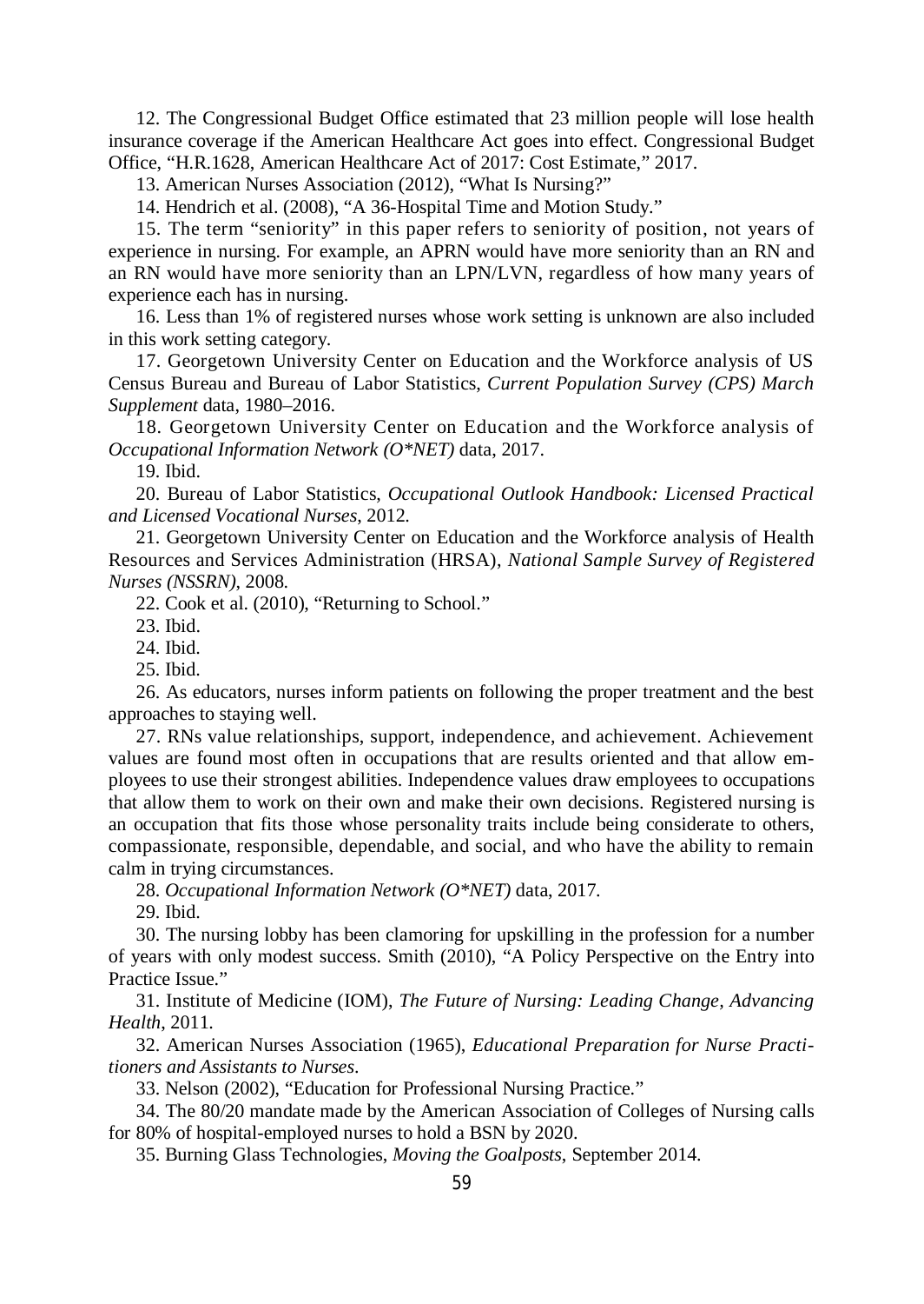12. The Congressional Budget Office estimated that 23 million people will lose health insurance coverage if the American Healthcare Act goes into effect. Congressional Budget Office, "H.R.1628, American Healthcare Act of 2017: Cost Estimate," 2017.

13. American Nurses Association (2012), "What Is Nursing?"

14. Hendrich et al. (2008), "A 36-Hospital Time and Motion Study."

15. The term "seniority" in this paper refers to seniority of position, not years of experience in nursing. For example, an APRN would have more seniority than an RN and an RN would have more seniority than an LPN/LVN, regardless of how many years of experience each has in nursing.

16. Less than 1% of registered nurses whose work setting is unknown are also included in this work setting category.

17. Georgetown University Center on Education and the Workforce analysis of US Census Bureau and Bureau of Labor Statistics, *Current Population Survey (CPS) March Supplement* data, 1980–2016.

18. Georgetown University Center on Education and the Workforce analysis of *Occupational Information Network (O*NET)* data, 2017.

19. Ibid.

20. Bureau of Labor Statistics, *Occupational Outlook Handbook: Licensed Practical and Licensed Vocational Nurses*, 2012.

21. Georgetown University Center on Education and the Workforce analysis of Health Resources and Services Administration (HRSA), *National Sample Survey of Registered Nurses (NSSRN)*, 2008.

22. Cook et al. (2010), "Returning to School."

23. Ibid.

24. Ibid.

25. Ibid.

26. As educators, nurses inform patients on following the proper treatment and the best approaches to staying well.

27. RNs value relationships, support, independence, and achievement. Achievement values are found most often in occupations that are results oriented and that allow employees to use their strongest abilities. Independence values draw employees to occupations that allow them to work on their own and make their own decisions. Registered nursing is an occupation that fits those whose personality traits include being considerate to others, compassionate, responsible, dependable, and social, and who have the ability to remain calm in trying circumstances.

28. *Occupational Information Network (O*NET)* data, 2017.

29. Ibid.

30. The nursing lobby has been clamoring for upskilling in the profession for a number of years with only modest success. Smith (2010), "A Policy Perspective on the Entry into Practice Issue."

31. Institute of Medicine (IOM), *The Future of Nursing: Leading Change, Advancing Health*, 2011.

32. American Nurses Association (1965), *Educational Preparation for Nurse Practitioners and Assistants to Nurses*.

33. Nelson (2002), "Education for Professional Nursing Practice."

34. The 80/20 mandate made by the American Association of Colleges of Nursing calls for 80% of hospital-employed nurses to hold a BSN by 2020.

35. Burning Glass Technologies, *Moving the Goalposts*, September 2014.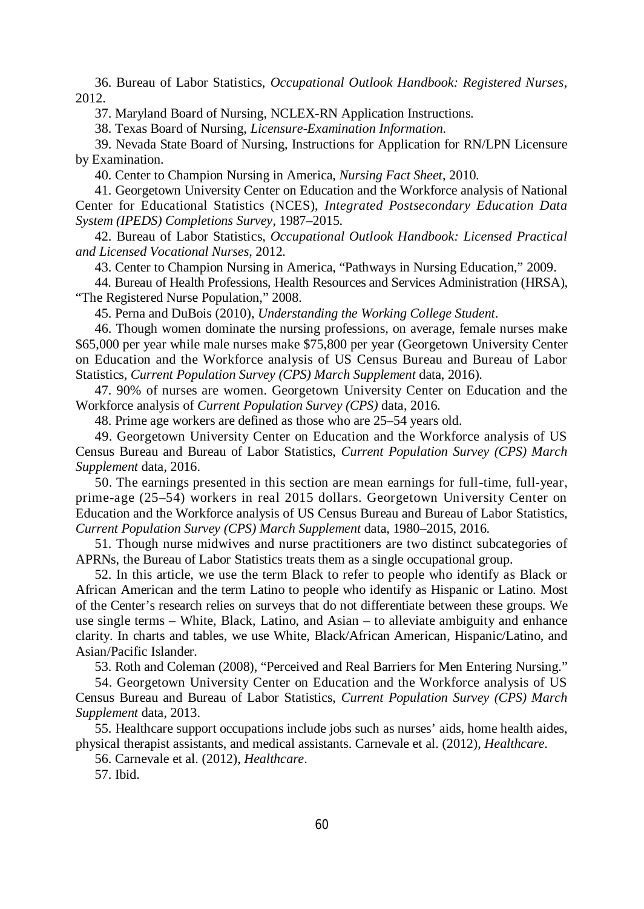36. Bureau of Labor Statistics, *Occupational Outlook Handbook: Registered Nurses*, 2012.

37. Maryland Board of Nursing, NCLEX-RN Application Instructions.

38. Texas Board of Nursing, *Licensure-Examination Information*.

39. Nevada State Board of Nursing, Instructions for Application for RN/LPN Licensure by Examination.

40. Center to Champion Nursing in America, *Nursing Fact Sheet*, 2010.

41. Georgetown University Center on Education and the Workforce analysis of National Center for Educational Statistics (NCES), *Integrated Postsecondary Education Data System (IPEDS) Completions Survey*, 1987–2015.

42. Bureau of Labor Statistics, *Occupational Outlook Handbook: Licensed Practical and Licensed Vocational Nurses*, 2012.

43. Center to Champion Nursing in America, "Pathways in Nursing Education," 2009.

44. Bureau of Health Professions, Health Resources and Services Administration (HRSA), "The Registered Nurse Population," 2008.

45. Perna and DuBois (2010), *Understanding the Working College Student*.

46. Though women dominate the nursing professions, on average, female nurses make $65,000 per year while male nurses make $75,800 per year (Georgetown University Center on Education and the Workforce analysis of US Census Bureau and Bureau of Labor Statistics, *Current Population Survey (CPS) March Supplement* data, 2016).

47. 90% of nurses are women. Georgetown University Center on Education and the Workforce analysis of *Current Population Survey (CPS)* data, 2016.

48. Prime age workers are defined as those who are 25–54 years old.

49. Georgetown University Center on Education and the Workforce analysis of US Census Bureau and Bureau of Labor Statistics, *Current Population Survey (CPS) March Supplement* data, 2016.

50. The earnings presented in this section are mean earnings for full-time, full-year, prime-age (25–54) workers in real 2015 dollars. Georgetown University Center on Education and the Workforce analysis of US Census Bureau and Bureau of Labor Statistics, *Current Population Survey (CPS) March Supplement* data, 1980–2015, 2016.

51. Though nurse midwives and nurse practitioners are two distinct subcategories of APRNs, the Bureau of Labor Statistics treats them as a single occupational group.

52. In this article, we use the term Black to refer to people who identify as Black or African American and the term Latino to people who identify as Hispanic or Latino. Most of the Center's research relies on surveys that do not differentiate between these groups. We use single terms – White, Black, Latino, and Asian – to alleviate ambiguity and enhance clarity. In charts and tables, we use White, Black/African American, Hispanic/Latino, and Asian/Pacific Islander.

53. Roth and Coleman (2008), "Perceived and Real Barriers for Men Entering Nursing."

54. Georgetown University Center on Education and the Workforce analysis of US Census Bureau and Bureau of Labor Statistics, *Current Population Survey (CPS) March Supplement* data, 2013.

55. Healthcare support occupations include jobs such as nurses' aids, home health aides, physical therapist assistants, and medical assistants. Carnevale et al. (2012), *Healthcare*.

56. Carnevale et al. (2012), *Healthcare*.

57. Ibid.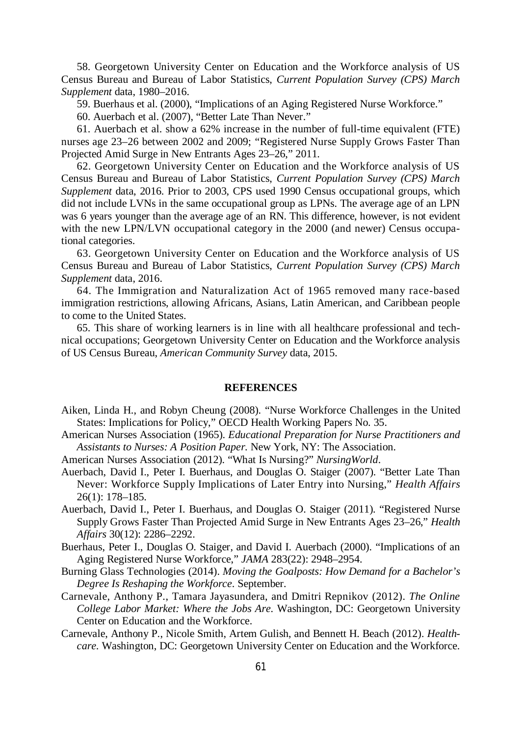58. Georgetown University Center on Education and the Workforce analysis of US Census Bureau and Bureau of Labor Statistics, *Current Population Survey (CPS) March Supplement* data, 1980–2016.

59. Buerhaus et al. (2000), "Implications of an Aging Registered Nurse Workforce."

60. Auerbach et al. (2007), "Better Late Than Never."

61. Auerbach et al. show a 62% increase in the number of full-time equivalent (FTE) nurses age 23–26 between 2002 and 2009; "Registered Nurse Supply Grows Faster Than Projected Amid Surge in New Entrants Ages 23–26," 2011.

62. Georgetown University Center on Education and the Workforce analysis of US Census Bureau and Bureau of Labor Statistics, *Current Population Survey (CPS) March Supplement* data, 2016. Prior to 2003, CPS used 1990 Census occupational groups, which did not include LVNs in the same occupational group as LPNs. The average age of an LPN was 6 years younger than the average age of an RN. This difference, however, is not evident with the new LPN/LVN occupational category in the 2000 (and newer) Census occupational categories.

63. Georgetown University Center on Education and the Workforce analysis of US Census Bureau and Bureau of Labor Statistics, *Current Population Survey (CPS) March Supplement* data, 2016.

64. The Immigration and Naturalization Act of 1965 removed many race-based immigration restrictions, allowing Africans, Asians, Latin American, and Caribbean people to come to the United States.

65. This share of working learners is in line with all healthcare professional and technical occupations; Georgetown University Center on Education and the Workforce analysis of US Census Bureau, *American Community Survey* data, 2015.

## REFERENCES

Aiken, Linda H., and Robyn Cheung (2008). "Nurse Workforce Challenges in the United States: Implications for Policy," OECD Health Working Papers No. 35.

American Nurses Association (1965). *Educational Preparation for Nurse Practitioners and Assistants to Nurses: A Position Paper.* New York, NY: The Association.

American Nurses Association (2012). "What Is Nursing?" *NursingWorld*.

Auerbach, David I., Peter I. Buerhaus, and Douglas O. Staiger (2007). "Better Late Than Never: Workforce Supply Implications of Later Entry into Nursing," *Health Affairs* 26(1): 178–185.

Auerbach, David I., Peter I. Buerhaus, and Douglas O. Staiger (2011). "Registered Nurse Supply Grows Faster Than Projected Amid Surge in New Entrants Ages 23–26," *Health Affairs* 30(12): 2286–2292.

Buerhaus, Peter I., Douglas O. Staiger, and David I. Auerbach (2000). "Implications of an Aging Registered Nurse Workforce," *JAMA* 283(22): 2948–2954.

Burning Glass Technologies (2014). *Moving the Goalposts: How Demand for a Bachelor's Degree Is Reshaping the Workforce*. September.

Carnevale, Anthony P., Tamara Jayasundera, and Dmitri Repnikov (2012). *The Online College Labor Market: Where the Jobs Are.* Washington, DC: Georgetown University Center on Education and the Workforce.

Carnevale, Anthony P., Nicole Smith, Artem Gulish, and Bennett H. Beach (2012). *Healthcare.* Washington, DC: Georgetown University Center on Education and the Workforce.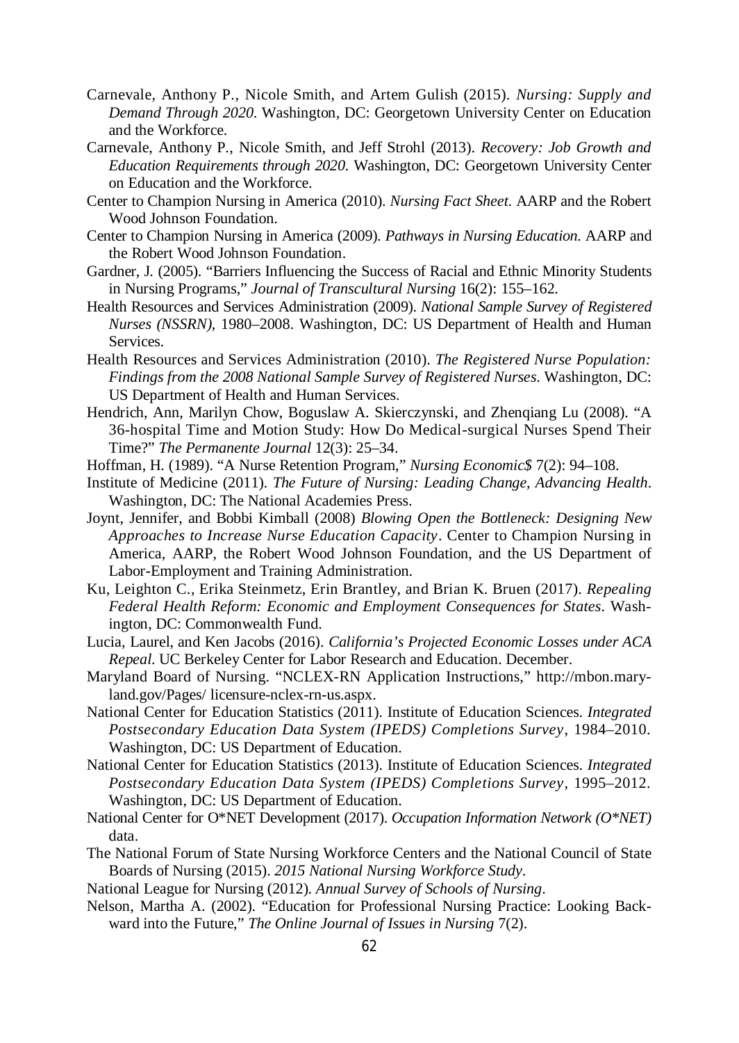Carnevale, Anthony P., Nicole Smith, and Artem Gulish (2015). *Nursing: Supply and Demand Through 2020*. Washington, DC: Georgetown University Center on Education and the Workforce.

Carnevale, Anthony P., Nicole Smith, and Jeff Strohl (2013). *Recovery: Job Growth and Education Requirements through 2020*. Washington, DC: Georgetown University Center on Education and the Workforce.

Center to Champion Nursing in America (2010). *Nursing Fact Sheet*. AARP and the Robert Wood Johnson Foundation.

Center to Champion Nursing in America (2009). *Pathways in Nursing Education*. AARP and the Robert Wood Johnson Foundation.

Gardner, J. (2005). "Barriers Influencing the Success of Racial and Ethnic Minority Students in Nursing Programs," *Journal of Transcultural Nursing* 16(2): 155–162.

Health Resources and Services Administration (2009). *National Sample Survey of Registered Nurses (NSSRN)*, 1980–2008. Washington, DC: US Department of Health and Human Services.

Health Resources and Services Administration (2010). *The Registered Nurse Population: Findings from the 2008 National Sample Survey of Registered Nurses*. Washington, DC: US Department of Health and Human Services.

Hendrich, Ann, Marilyn Chow, Boguslaw A. Skierczynski, and Zhenqiang Lu (2008). "A 36-hospital Time and Motion Study: How Do Medical-surgical Nurses Spend Their Time?" *The Permanente Journal* 12(3): 25–34.

Hoffman, H. (1989). "A Nurse Retention Program," *Nursing Economic$* 7(2): 94–108.

Institute of Medicine (2011). *The Future of Nursing: Leading Change, Advancing Health*. Washington, DC: The National Academies Press.

Joynt, Jennifer, and Bobbi Kimball (2008) *Blowing Open the Bottleneck: Designing New Approaches to Increase Nurse Education Capacity*. Center to Champion Nursing in America, AARP, the Robert Wood Johnson Foundation, and the US Department of Labor-Employment and Training Administration.

Ku, Leighton C., Erika Steinmetz, Erin Brantley, and Brian K. Bruen (2017). *Repealing Federal Health Reform: Economic and Employment Consequences for States*. Washington, DC: Commonwealth Fund.

Lucia, Laurel, and Ken Jacobs (2016). *California's Projected Economic Losses under ACA Repeal*. UC Berkeley Center for Labor Research and Education. December.

Maryland Board of Nursing. "NCLEX-RN Application Instructions," http://mbon.maryland.gov/Pages/ licensure-nclex-rn-us.aspx.

National Center for Education Statistics (2011). Institute of Education Sciences. *Integrated Postsecondary Education Data System (IPEDS) Completions Survey*, 1984–2010. Washington, DC: US Department of Education.

National Center for Education Statistics (2013). Institute of Education Sciences. *Integrated Postsecondary Education Data System (IPEDS) Completions Survey*, 1995–2012. Washington, DC: US Department of Education.

National Center for O*NET Development (2017). *Occupation Information Network (O*NET)* data.

The National Forum of State Nursing Workforce Centers and the National Council of State Boards of Nursing (2015). *2015 National Nursing Workforce Study*.

National League for Nursing (2012). *Annual Survey of Schools of Nursing*.

Nelson, Martha A. (2002). "Education for Professional Nursing Practice: Looking Backward into the Future," *The Online Journal of Issues in Nursing* 7(2).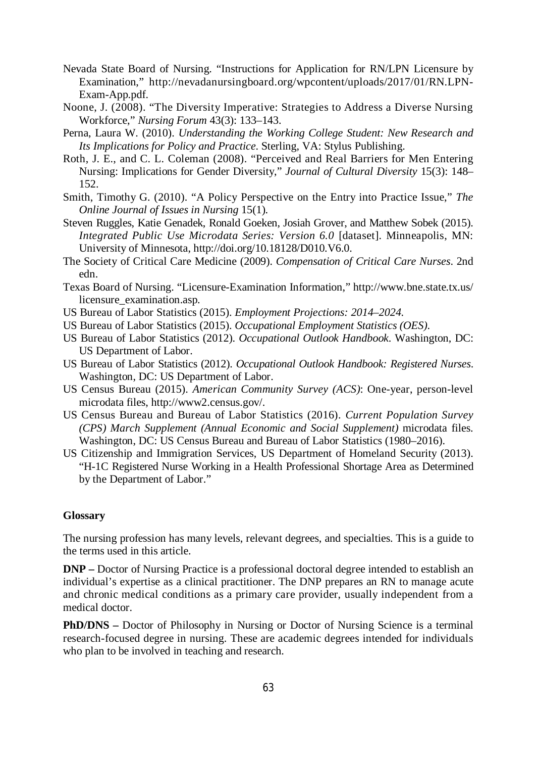Nevada State Board of Nursing. "Instructions for Application for RN/LPN Licensure by Examination," http://nevadanursingboard.org/wpcontent/uploads/2017/01/RN.LPN-Exam-App.pdf.

Noone, J. (2008). "The Diversity Imperative: Strategies to Address a Diverse Nursing Workforce," *Nursing Forum* 43(3): 133–143.

Perna, Laura W. (2010). *Understanding the Working College Student: New Research and Its Implications for Policy and Practice*. Sterling, VA: Stylus Publishing.

Roth, J. E., and C. L. Coleman (2008). "Perceived and Real Barriers for Men Entering Nursing: Implications for Gender Diversity," *Journal of Cultural Diversity* 15(3): 148–152.

Smith, Timothy G. (2010). "A Policy Perspective on the Entry into Practice Issue," *The Online Journal of Issues in Nursing* 15(1).

Steven Ruggles, Katie Genadek, Ronald Goeken, Josiah Grover, and Matthew Sobek (2015). *Integrated Public Use Microdata Series: Version 6.0* [dataset]. Minneapolis, MN: University of Minnesota, http://doi.org/10.18128/D010.V6.0.

The Society of Critical Care Medicine (2009). *Compensation of Critical Care Nurses*. 2nd edn.

Texas Board of Nursing. "Licensure-Examination Information," http://www.bne.state.tx.us/licensure_examination.asp.

US Bureau of Labor Statistics (2015). *Employment Projections: 2014–2024*.

US Bureau of Labor Statistics (2015). *Occupational Employment Statistics (OES)*.

US Bureau of Labor Statistics (2012). *Occupational Outlook Handbook*. Washington, DC: US Department of Labor.

US Bureau of Labor Statistics (2012). *Occupational Outlook Handbook: Registered Nurses*. Washington, DC: US Department of Labor.

US Census Bureau (2015). *American Community Survey (ACS)*: One-year, person-level microdata files, http://www2.census.gov/.

US Census Bureau and Bureau of Labor Statistics (2016). *Current Population Survey (CPS) March Supplement (Annual Economic and Social Supplement)* microdata files. Washington, DC: US Census Bureau and Bureau of Labor Statistics (1980–2016).

US Citizenship and Immigration Services, US Department of Homeland Security (2013). "H-1C Registered Nurse Working in a Health Professional Shortage Area as Determined by the Department of Labor."

### Glossary

The nursing profession has many levels, relevant degrees, and specialties. This is a guide to the terms used in this article.

**DNP –** Doctor of Nursing Practice is a professional doctoral degree intended to establish an individual's expertise as a clinical practitioner. The DNP prepares an RN to manage acute and chronic medical conditions as a primary care provider, usually independent from a medical doctor.

**PhD/DNS –** Doctor of Philosophy in Nursing or Doctor of Nursing Science is a terminal research-focused degree in nursing. These are academic degrees intended for individuals who plan to be involved in teaching and research.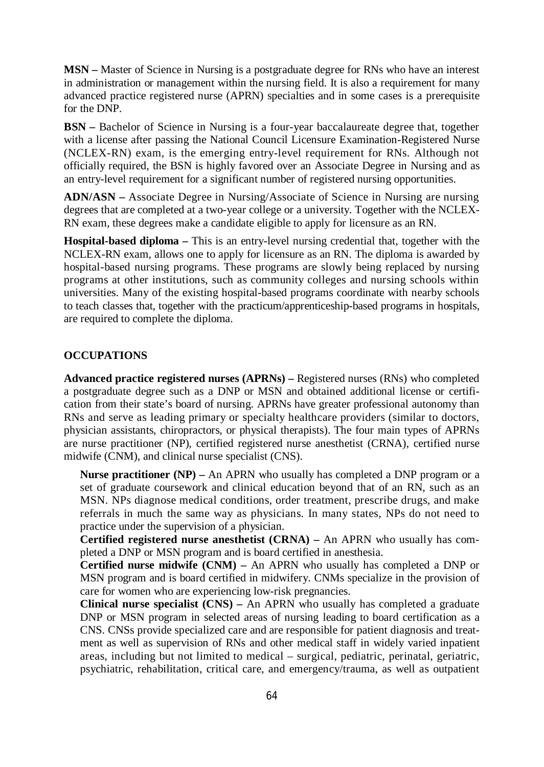**MSN –** Master of Science in Nursing is a postgraduate degree for RNs who have an interest in administration or management within the nursing field. It is also a requirement for many advanced practice registered nurse (APRN) specialties and in some cases is a prerequisite for the DNP.

**BSN –** Bachelor of Science in Nursing is a four-year baccalaureate degree that, together with a license after passing the National Council Licensure Examination-Registered Nurse (NCLEX-RN) exam, is the emerging entry-level requirement for RNs. Although not officially required, the BSN is highly favored over an Associate Degree in Nursing and as an entry-level requirement for a significant number of registered nursing opportunities.

**ADN/ASN –** Associate Degree in Nursing/Associate of Science in Nursing are nursing degrees that are completed at a two-year college or a university. Together with the NCLEX-RN exam, these degrees make a candidate eligible to apply for licensure as an RN.

**Hospital-based diploma –** This is an entry-level nursing credential that, together with the NCLEX-RN exam, allows one to apply for licensure as an RN. The diploma is awarded by hospital-based nursing programs. These programs are slowly being replaced by nursing programs at other institutions, such as community colleges and nursing schools within universities. Many of the existing hospital-based programs coordinate with nearby schools to teach classes that, together with the practicum/apprenticeship-based programs in hospitals, are required to complete the diploma.

## OCCUPATIONS

**Advanced practice registered nurses (APRNs) –** Registered nurses (RNs) who completed a postgraduate degree such as a DNP or MSN and obtained additional license or certification from their state's board of nursing. APRNs have greater professional autonomy than RNs and serve as leading primary or specialty healthcare providers (similar to doctors, physician assistants, chiropractors, or physical therapists). The four main types of APRNs are nurse practitioner (NP), certified registered nurse anesthetist (CRNA), certified nurse midwife (CNM), and clinical nurse specialist (CNS).

**Nurse practitioner (NP) –** An APRN who usually has completed a DNP program or a set of graduate coursework and clinical education beyond that of an RN, such as an MSN. NPs diagnose medical conditions, order treatment, prescribe drugs, and make referrals in much the same way as physicians. In many states, NPs do not need to practice under the supervision of a physician.

**Certified registered nurse anesthetist (CRNA) –** An APRN who usually has completed a DNP or MSN program and is board certified in anesthesia.

**Certified nurse midwife (CNM) –** An APRN who usually has completed a DNP or MSN program and is board certified in midwifery. CNMs specialize in the provision of care for women who are experiencing low-risk pregnancies.

**Clinical nurse specialist (CNS) –** An APRN who usually has completed a graduate DNP or MSN program in selected areas of nursing leading to board certification as a CNS. CNSs provide specialized care and are responsible for patient diagnosis and treatment as well as supervision of RNs and other medical staff in widely varied inpatient areas, including but not limited to medical – surgical, pediatric, perinatal, geriatric, psychiatric, rehabilitation, critical care, and emergency/trauma, as well as outpatient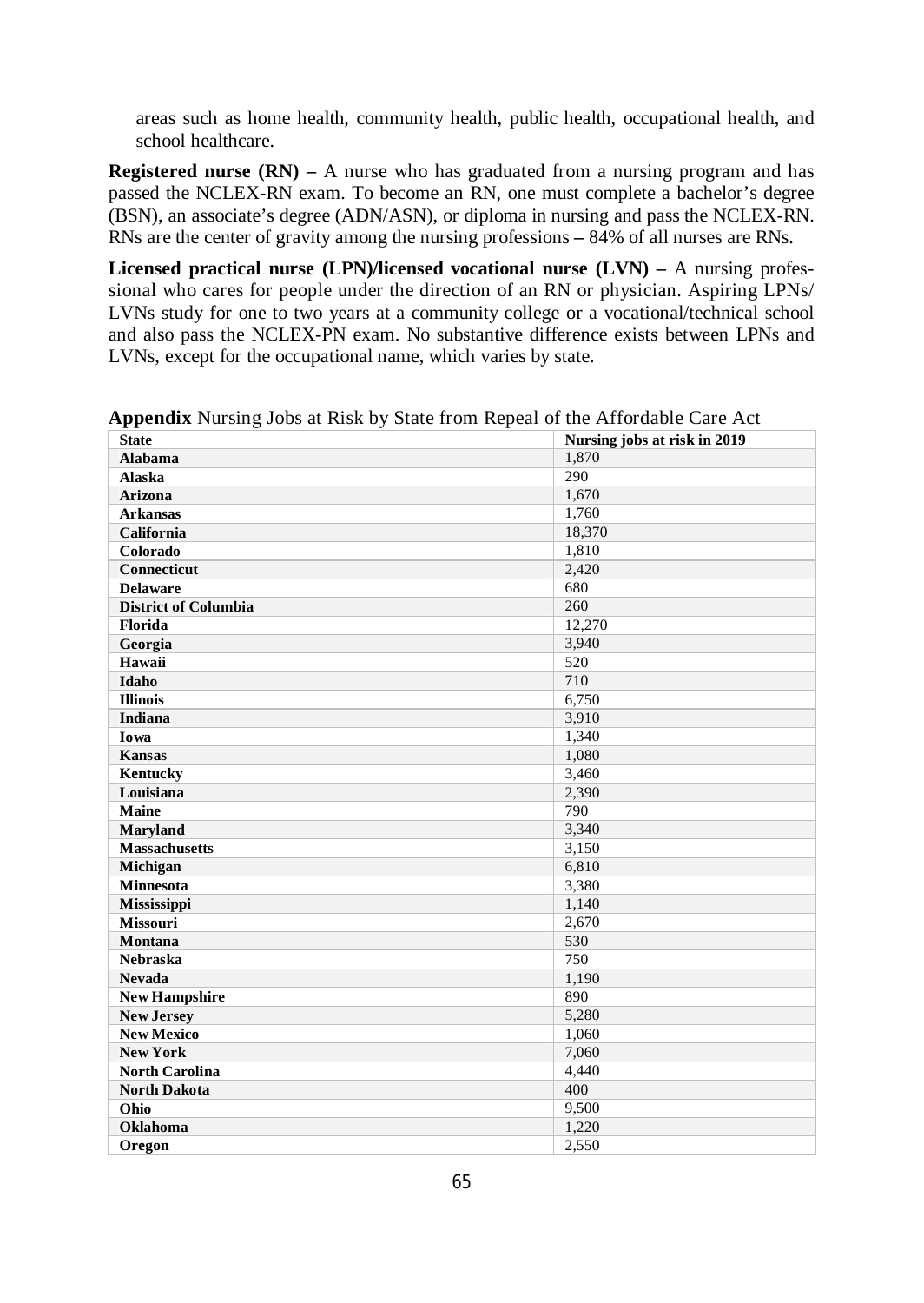areas such as home health, community health, public health, occupational health, and school healthcare.

**Registered nurse (RN) –** A nurse who has graduated from a nursing program and has passed the NCLEX-RN exam. To become an RN, one must complete a bachelor's degree (BSN), an associate's degree (ADN/ASN), or diploma in nursing and pass the NCLEX-RN. RNs are the center of gravity among the nursing professions **–** 84% of all nurses are RNs.

**Licensed practical nurse (LPN)/licensed vocational nurse (LVN) –** A nursing professional who cares for people under the direction of an RN or physician. Aspiring LPNs/ LVNs study for one to two years at a community college or a vocational/technical school and also pass the NCLEX-PN exam. No substantive difference exists between LPNs and LVNs, except for the occupational name, which varies by state.

**Appendix** Nursing Jobs at Risk by State from Repeal of the Affordable Care Act

| State | Nursing jobs at risk in 2019 |
|---|---|
| Alabama | 1,870 |
| Alaska | 290 |
| Arizona | 1,670 |
| Arkansas | 1,760 |
| California | 18,370 |
| Colorado | 1,810 |
| Connecticut | 2,420 |
| Delaware | 680 |
| District of Columbia | 260 |
| Florida | 12,270 |
| Georgia | 3,940 |
| Hawaii | 520 |
| Idaho | 710 |
| Illinois | 6,750 |
| Indiana | 3,910 |
| Iowa | 1,340 |
| Kansas | 1,080 |
| Kentucky | 3,460 |
| Louisiana | 2,390 |
| Maine | 790 |
| Maryland | 3,340 |
| Massachusetts | 3,150 |
| Michigan | 6,810 |
| Minnesota | 3,380 |
| Mississippi | 1,140 |
| Missouri | 2,670 |
| Montana | 530 |
| Nebraska | 750 |
| Nevada | 1,190 |
| New Hampshire | 890 |
| New Jersey | 5,280 |
| New Mexico | 1,060 |
| New York | 7,060 |
| North Carolina | 4,440 |
| North Dakota | 400 |
| Ohio | 9,500 |
| Oklahoma | 1,220 |
| Oregon | 2,550 |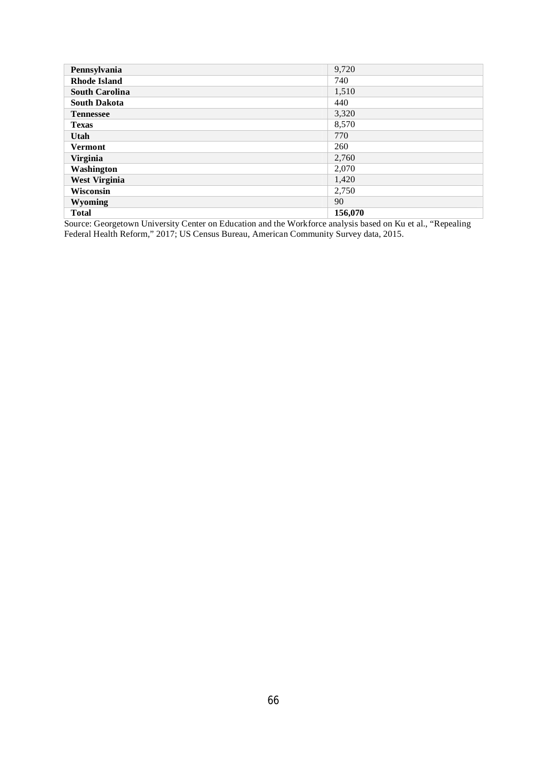| | |
|---|---|
| **Pennsylvania** | 9,720 |
| **Rhode Island** | 740 |
| **South Carolina** | 1,510 |
| **South Dakota** | 440 |
| **Tennessee** | 3,320 |
| **Texas** | 8,570 |
| **Utah** | 770 |
| **Vermont** | 260 |
| **Virginia** | 2,760 |
| **Washington** | 2,070 |
| **West Virginia** | 1,420 |
| **Wisconsin** | 2,750 |
| **Wyoming** | 90 |
| **Total** | **156,070** |

Source: Georgetown University Center on Education and the Workforce analysis based on Ku et al., “Repealing Federal Health Reform,” 2017; US Census Bureau, American Community Survey data, 2015.